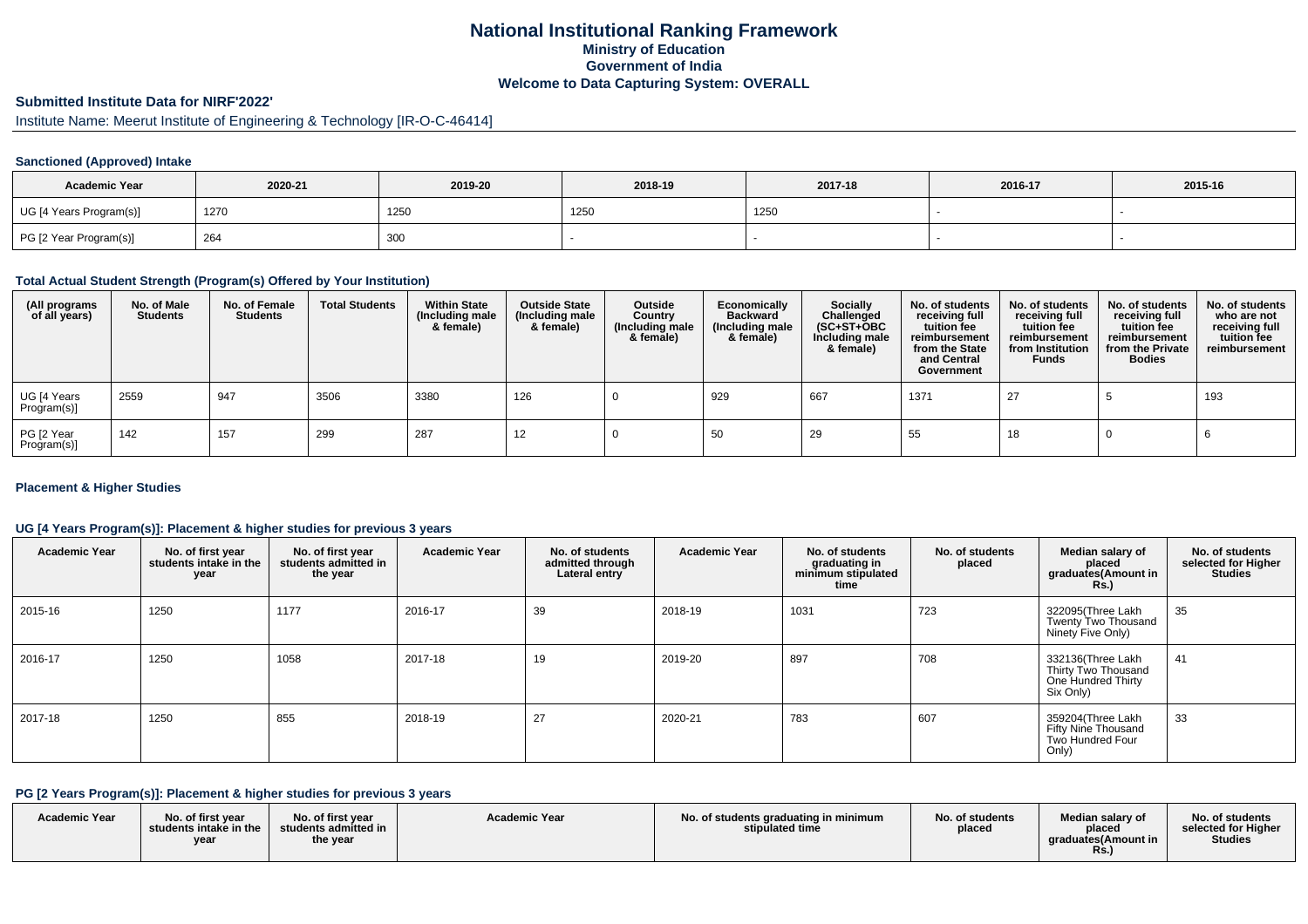# National Institutional Ranking Framework
## Ministry of Education
## Government of India
## Welcome to Data Capturing System: OVERALL

## Submitted Institute Data for NIRF'2022'

Institute Name: Meerut Institute of Engineering & Technology [IR-O-C-46414]

### Sanctioned (Approved) Intake

| Academic Year | 2020-21 | 2019-20 | 2018-19 | 2017-18 | 2016-17 | 2015-16 |
|---|---|---|---|---|---|---|
| UG [4 Years Program(s)] | 1270 | 1250 | 1250 | 1250 | - | - |
| PG [2 Year Program(s)] | 264 | 300 | - | - | - | - |

### Total Actual Student Strength (Program(s) Offered by Your Institution)

| (All programs of all years) | No. of Male Students | No. of Female Students | Total Students | Within State (Including male & female) | Outside State (Including male & female) | Outside Country (Including male & female) | Economically Backward (Including male & female) | Socially Challenged (SC+ST+OBC Including male & female) | No. of students receiving full tuition fee reimbursement from the State and Central Government | No. of students receiving full tuition fee reimbursement from Institution Funds | No. of students receiving full tuition fee reimbursement from the Private Bodies | No. of students who are not receiving full tuition fee reimbursement |
|---|---|---|---|---|---|---|---|---|---|---|---|---|
| UG [4 Years Program(s)] | 2559 | 947 | 3506 | 3380 | 126 | 0 | 929 | 667 | 1371 | 27 | 5 | 193 |
| PG [2 Year Program(s)] | 142 | 157 | 299 | 287 | 12 | 0 | 50 | 29 | 55 | 18 | 0 | 6 |

### Placement & Higher Studies

### UG [4 Years Program(s)]: Placement & higher studies for previous 3 years

| Academic Year | No. of first year students intake in the year | No. of first year students admitted in the year | Academic Year | No. of students admitted through Lateral entry | Academic Year | No. of students graduating in minimum stipulated time | No. of students placed | Median salary of placed graduates(Amount in Rs.) | No. of students selected for Higher Studies |
|---|---|---|---|---|---|---|---|---|---|
| 2015-16 | 1250 | 1177 | 2016-17 | 39 | 2018-19 | 1031 | 723 | 322095(Three Lakh Twenty Two Thousand Ninety Five Only) | 35 |
| 2016-17 | 1250 | 1058 | 2017-18 | 19 | 2019-20 | 897 | 708 | 332136(Three Lakh Thirty Two Thousand One Hundred Thirty Six Only) | 41 |
| 2017-18 | 1250 | 855 | 2018-19 | 27 | 2020-21 | 783 | 607 | 359204(Three Lakh Fifty Nine Thousand Two Hundred Four Only) | 33 |

### PG [2 Years Program(s)]: Placement & higher studies for previous 3 years

| Academic Year | No. of first year students intake in the year | No. of first year students admitted in the year | Academic Year | No. of students graduating in minimum stipulated time | No. of students placed | Median salary of placed graduates(Amount in Rs.) | No. of students selected for Higher Studies |
|---|---|---|---|---|---|---|---|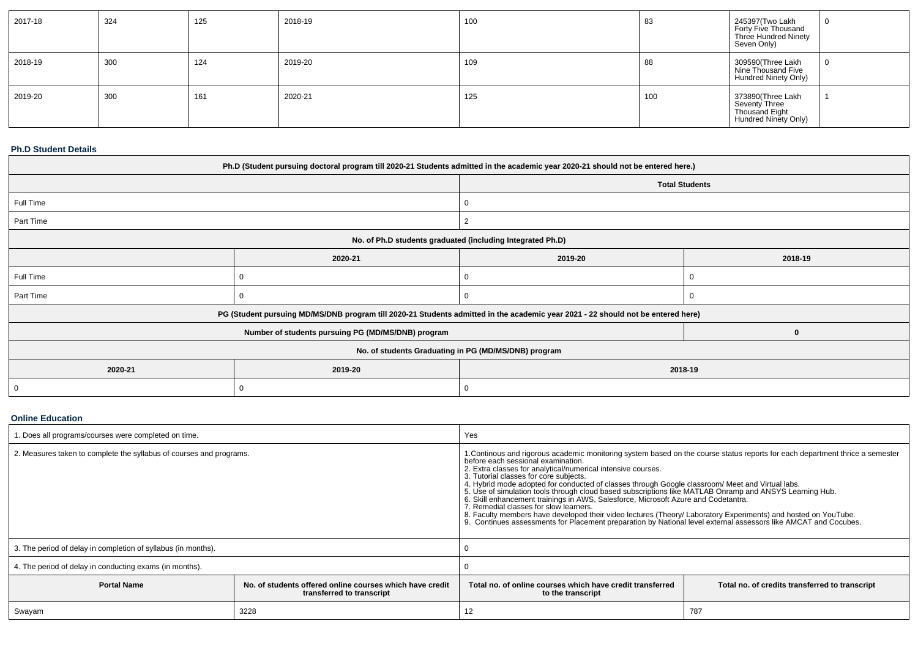| 2017-18 | 324 | 125 | 2018-19 | 100 | 83 | 245397(Two Lakh Forty Five Thousand Three Hundred Ninety Seven Only) | 0 |
|---|---|---|---|---|---|---|---|
| 2018-19 | 300 | 124 | 2019-20 | 109 | 88 | 309590(Three Lakh Nine Thousand Five Hundred Ninety Only) | 0 |
| 2019-20 | 300 | 161 | 2020-21 | 125 | 100 | 373890(Three Lakh Seventy Three Thousand Eight Hundred Ninety Only) | 1 |

### Ph.D Student Details

| Ph.D (Student pursuing doctoral program till 2020-21 Students admitted in the academic year 2020-21 should not be entered here.) | | | |
|---|---|---|---|
| | | Total Students | |
| Full Time | | 0 | |
| Part Time | | 2 | |
| No. of Ph.D students graduated (including Integrated Ph.D) | | | |
| | 2020-21 | 2019-20 | 2018-19 |
| Full Time | 0 | 0 | 0 |
| Part Time | 0 | 0 | 0 |
| PG (Student pursuing MD/MS/DNB program till 2020-21 Students admitted in the academic year 2021 - 22 should not be entered here) | | | |
| Number of students pursuing PG (MD/MS/DNB) program | | | 0 |
| No. of students Graduating in PG (MD/MS/DNB) program | | | |
| 2020-21 | 2019-20 | 2018-19 | |
| 0 | 0 | 0 | |

### Online Education

| 1. Does all programs/courses were completed on time. | | Yes | |
|---|---|---|---|
| 2. Measures taken to complete the syllabus of courses and programs. | | 1.Continous and rigorous academic monitoring system based on the course status reports for each department thrice a semester before each sessional examination.<br>2. Extra classes for analytical/numerical intensive courses.<br>3. Tutorial classes for core subjects.<br>4. Hybrid mode adopted for conducted of classes through Google classroom/ Meet and Virtual labs.<br>5. Use of simulation tools through cloud based subscriptions like MATLAB Onramp and ANSYS Learning Hub.<br>6. Skill enhancement trainings in AWS, Salesforce, Microsoft Azure and Codetantra.<br>7. Remedial classes for slow learners.<br>8. Faculty members have developed their video lectures (Theory/ Laboratory Experiments) and hosted on YouTube.<br>9. Continues assessments for Placement preparation by National level external assessors like AMCAT and Cocubes. | |
| 3. The period of delay in completion of syllabus (in months). | | 0 | |
| 4. The period of delay in conducting exams (in months). | | 0 | |
| Portal Name | No. of students offered online courses which have credit transferred to transcript | Total no. of online courses which have credit transferred to the transcript | Total no. of credits transferred to transcript |
| Swayam | 3228 | 12 | 787 |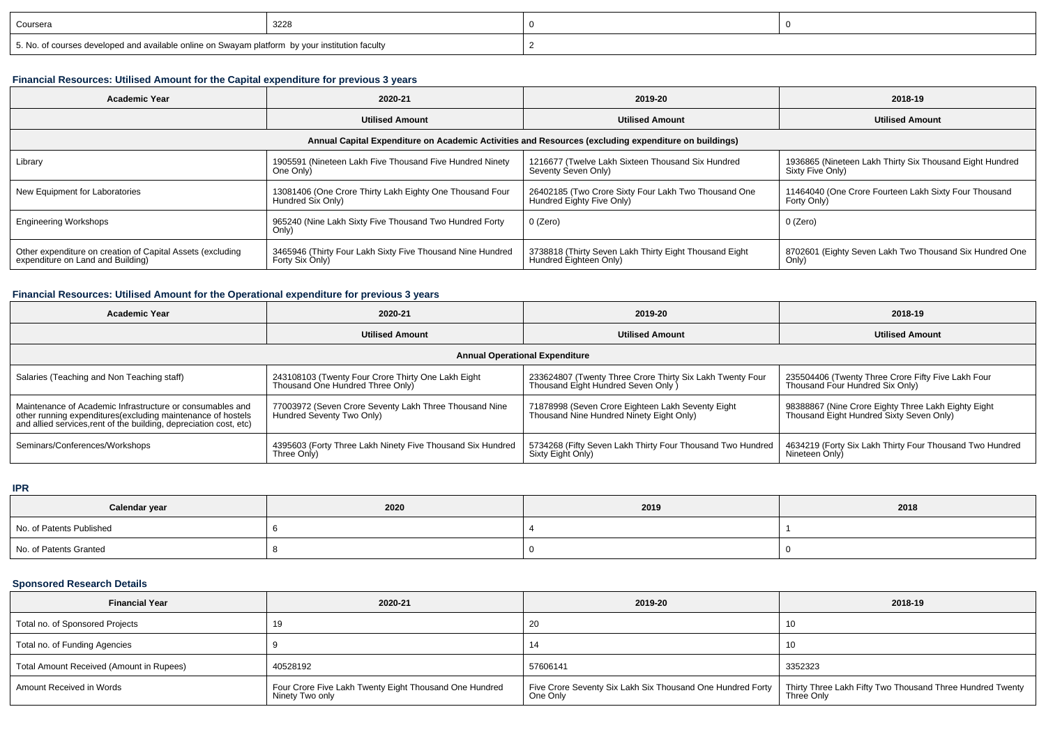| Coursera | 3228 | 0 | 0 |
|---|---|---|---|
| 5. No. of courses developed and available online on Swayam platform by your institution faculty | | 2 | |

### Financial Resources: Utilised Amount for the Capital expenditure for previous 3 years

| Academic Year | 2020-21 | 2019-20 | 2018-19 |
|---|---|---|---|
| | Utilised Amount | Utilised Amount | Utilised Amount |
| Annual Capital Expenditure on Academic Activities and Resources (excluding expenditure on buildings) | | | |
| Library | 1905591 (Nineteen Lakh Five Thousand Five Hundred Ninety One Only) | 1216677 (Twelve Lakh Sixteen Thousand Six Hundred Seventy Seven Only) | 1936865 (Nineteen Lakh Thirty Six Thousand Eight Hundred Sixty Five Only) |
| New Equipment for Laboratories | 13081406 (One Crore Thirty Lakh Eighty One Thousand Four Hundred Six Only) | 26402185 (Two Crore Sixty Four Lakh Two Thousand One Hundred Eighty Five Only) | 11464040 (One Crore Fourteen Lakh Sixty Four Thousand Forty Only) |
| Engineering Workshops | 965240 (Nine Lakh Sixty Five Thousand Two Hundred Forty Only) | 0 (Zero) | 0 (Zero) |
| Other expenditure on creation of Capital Assets (excluding expenditure on Land and Building) | 3465946 (Thirty Four Lakh Sixty Five Thousand Nine Hundred Forty Six Only) | 3738818 (Thirty Seven Lakh Thirty Eight Thousand Eight Hundred Eighteen Only) | 8702601 (Eighty Seven Lakh Two Thousand Six Hundred One Only) |

### Financial Resources: Utilised Amount for the Operational expenditure for previous 3 years

| Academic Year | 2020-21 | 2019-20 | 2018-19 |
|---|---|---|---|
| | Utilised Amount | Utilised Amount | Utilised Amount |
| Annual Operational Expenditure | | | |
| Salaries (Teaching and Non Teaching staff) | 243108103 (Twenty Four Crore Thirty One Lakh Eight Thousand One Hundred Three Only) | 233624807 (Twenty Three Crore Thirty Six Lakh Twenty Four Thousand Eight Hundred Seven Only ) | 235504406 (Twenty Three Crore Fifty Five Lakh Four Thousand Four Hundred Six Only) |
| Maintenance of Academic Infrastructure or consumables and other running expenditures(excluding maintenance of hostels and allied services,rent of the building, depreciation cost, etc) | 77003972 (Seven Crore Seventy Lakh Three Thousand Nine Hundred Seventy Two Only) | 71878998 (Seven Crore Eighteen Lakh Seventy Eight Thousand Nine Hundred Ninety Eight Only) | 98388867 (Nine Crore Eighty Three Lakh Eighty Eight Thousand Eight Hundred Sixty Seven Only) |
| Seminars/Conferences/Workshops | 4395603 (Forty Three Lakh Ninety Five Thousand Six Hundred Three Only) | 5734268 (Fifty Seven Lakh Thirty Four Thousand Two Hundred Sixty Eight Only) | 4634219 (Forty Six Lakh Thirty Four Thousand Two Hundred Nineteen Only) |

### IPR

| Calendar year | 2020 | 2019 | 2018 |
|---|---|---|---|
| No. of Patents Published | 6 | 4 | 1 |
| No. of Patents Granted | 8 | 0 | 0 |

### Sponsored Research Details

| Financial Year | 2020-21 | 2019-20 | 2018-19 |
|---|---|---|---|
| Total no. of Sponsored Projects | 19 | 20 | 10 |
| Total no. of Funding Agencies | 9 | 14 | 10 |
| Total Amount Received (Amount in Rupees) | 40528192 | 57606141 | 3352323 |
| Amount Received in Words | Four Crore Five Lakh Twenty Eight Thousand One Hundred Ninety Two only | Five Crore Seventy Six Lakh Six Thousand One Hundred Forty One Only | Thirty Three Lakh Fifty Two Thousand Three Hundred Twenty Three Only |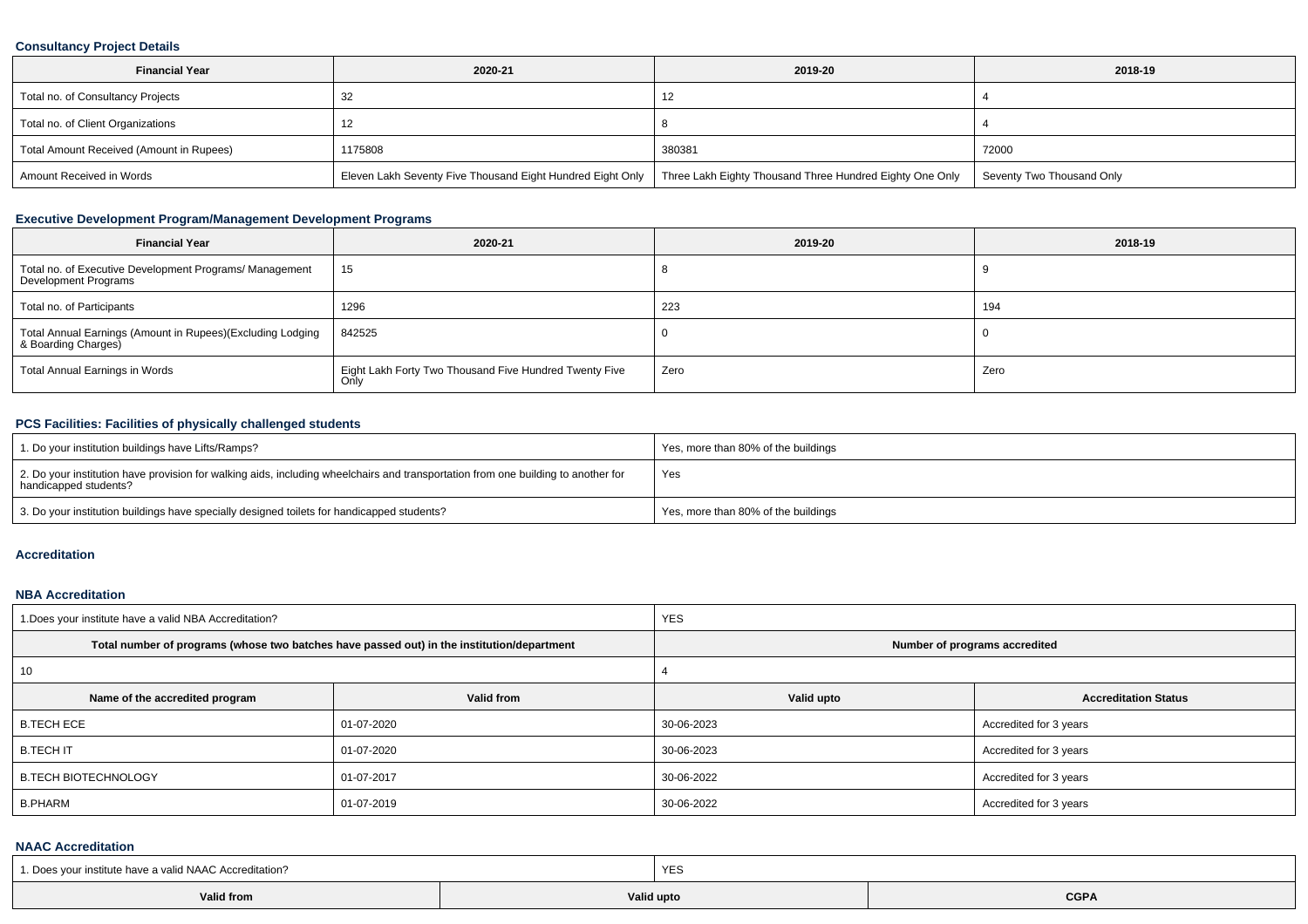### Consultancy Project Details

| Financial Year | 2020-21 | 2019-20 | 2018-19 |
|---|---|---|---|
| Total no. of Consultancy Projects | 32 | 12 | 4 |
| Total no. of Client Organizations | 12 | 8 | 4 |
| Total Amount Received (Amount in Rupees) | 1175808 | 380381 | 72000 |
| Amount Received in Words | Eleven Lakh Seventy Five Thousand Eight Hundred Eight Only | Three Lakh Eighty Thousand Three Hundred Eighty One Only | Seventy Two Thousand Only |

### Executive Development Program/Management Development Programs

| Financial Year | 2020-21 | 2019-20 | 2018-19 |
|---|---|---|---|
| Total no. of Executive Development Programs/ Management Development Programs | 15 | 8 | 9 |
| Total no. of Participants | 1296 | 223 | 194 |
| Total Annual Earnings (Amount in Rupees)(Excluding Lodging & Boarding Charges) | 842525 | 0 | 0 |
| Total Annual Earnings in Words | Eight Lakh Forty Two Thousand Five Hundred Twenty Five Only | Zero | Zero |

### PCS Facilities: Facilities of physically challenged students

| | |
|---|---|
| 1. Do your institution buildings have Lifts/Ramps? | Yes, more than 80% of the buildings |
| 2. Do your institution have provision for walking aids, including wheelchairs and transportation from one building to another for handicapped students? | Yes |
| 3. Do your institution buildings have specially designed toilets for handicapped students? | Yes, more than 80% of the buildings |

### Accreditation

### NBA Accreditation

| 1.Does your institute have a valid NBA Accreditation? | | YES | |
|---|---|---|---|
| Total number of programs (whose two batches have passed out) in the institution/department | | Number of programs accredited | |
| 10 | | 4 | |
| **Name of the accredited program** | **Valid from** | **Valid upto** | **Accreditation Status** |
| B.TECH ECE | 01-07-2020 | 30-06-2023 | Accredited for 3 years |
| B.TECH IT | 01-07-2020 | 30-06-2023 | Accredited for 3 years |
| B.TECH BIOTECHNOLOGY | 01-07-2017 | 30-06-2022 | Accredited for 3 years |
| B.PHARM | 01-07-2019 | 30-06-2022 | Accredited for 3 years |

### NAAC Accreditation

| 1. Does your institute have a valid NAAC Accreditation? | | YES |
|---|---|---|
| **Valid from** | **Valid upto** | **CGPA** |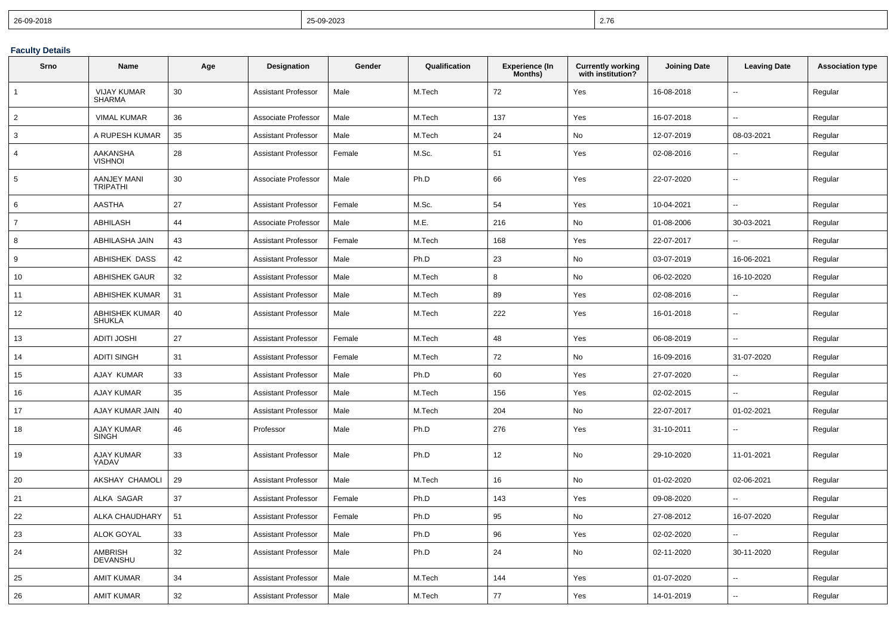| 26-09-2018 | 25-09-2023 | 2.76 |
|---|---|---|

**Faculty Details**

| Srno | Name | Age | Designation | Gender | Qualification | Experience (In Months) | Currently working with institution? | Joining Date | Leaving Date | Association type |
|---|---|---|---|---|---|---|---|---|---|---|
| 1 | VIJAY KUMAR SHARMA | 30 | Assistant Professor | Male | M.Tech | 72 | Yes | 16-08-2018 | -- | Regular |
| 2 | VIMAL KUMAR | 36 | Associate Professor | Male | M.Tech | 137 | Yes | 16-07-2018 | -- | Regular |
| 3 | A RUPESH KUMAR | 35 | Assistant Professor | Male | M.Tech | 24 | No | 12-07-2019 | 08-03-2021 | Regular |
| 4 | AAKANSHA VISHNOI | 28 | Assistant Professor | Female | M.Sc. | 51 | Yes | 02-08-2016 | -- | Regular |
| 5 | AANJEY MANI TRIPATHI | 30 | Associate Professor | Male | Ph.D | 66 | Yes | 22-07-2020 | -- | Regular |
| 6 | AASTHA | 27 | Assistant Professor | Female | M.Sc. | 54 | Yes | 10-04-2021 | -- | Regular |
| 7 | ABHILASH | 44 | Associate Professor | Male | M.E. | 216 | No | 01-08-2006 | 30-03-2021 | Regular |
| 8 | ABHILASHA JAIN | 43 | Assistant Professor | Female | M.Tech | 168 | Yes | 22-07-2017 | -- | Regular |
| 9 | ABHISHEK DASS | 42 | Assistant Professor | Male | Ph.D | 23 | No | 03-07-2019 | 16-06-2021 | Regular |
| 10 | ABHISHEK GAUR | 32 | Assistant Professor | Male | M.Tech | 8 | No | 06-02-2020 | 16-10-2020 | Regular |
| 11 | ABHISHEK KUMAR | 31 | Assistant Professor | Male | M.Tech | 89 | Yes | 02-08-2016 | -- | Regular |
| 12 | ABHISHEK KUMAR SHUKLA | 40 | Assistant Professor | Male | M.Tech | 222 | Yes | 16-01-2018 | -- | Regular |
| 13 | ADITI JOSHI | 27 | Assistant Professor | Female | M.Tech | 48 | Yes | 06-08-2019 | -- | Regular |
| 14 | ADITI SINGH | 31 | Assistant Professor | Female | M.Tech | 72 | No | 16-09-2016 | 31-07-2020 | Regular |
| 15 | AJAY KUMAR | 33 | Assistant Professor | Male | Ph.D | 60 | Yes | 27-07-2020 | -- | Regular |
| 16 | AJAY KUMAR | 35 | Assistant Professor | Male | M.Tech | 156 | Yes | 02-02-2015 | -- | Regular |
| 17 | AJAY KUMAR JAIN | 40 | Assistant Professor | Male | M.Tech | 204 | No | 22-07-2017 | 01-02-2021 | Regular |
| 18 | AJAY KUMAR SINGH | 46 | Professor | Male | Ph.D | 276 | Yes | 31-10-2011 | -- | Regular |
| 19 | AJAY KUMAR YADAV | 33 | Assistant Professor | Male | Ph.D | 12 | No | 29-10-2020 | 11-01-2021 | Regular |
| 20 | AKSHAY CHAMOLI | 29 | Assistant Professor | Male | M.Tech | 16 | No | 01-02-2020 | 02-06-2021 | Regular |
| 21 | ALKA SAGAR | 37 | Assistant Professor | Female | Ph.D | 143 | Yes | 09-08-2020 | -- | Regular |
| 22 | ALKA CHAUDHARY | 51 | Assistant Professor | Female | Ph.D | 95 | No | 27-08-2012 | 16-07-2020 | Regular |
| 23 | ALOK GOYAL | 33 | Assistant Professor | Male | Ph.D | 96 | Yes | 02-02-2020 | -- | Regular |
| 24 | AMBRISH DEVANSHU | 32 | Assistant Professor | Male | Ph.D | 24 | No | 02-11-2020 | 30-11-2020 | Regular |
| 25 | AMIT KUMAR | 34 | Assistant Professor | Male | M.Tech | 144 | Yes | 01-07-2020 | -- | Regular |
| 26 | AMIT KUMAR | 32 | Assistant Professor | Male | M.Tech | 77 | Yes | 14-01-2019 | -- | Regular |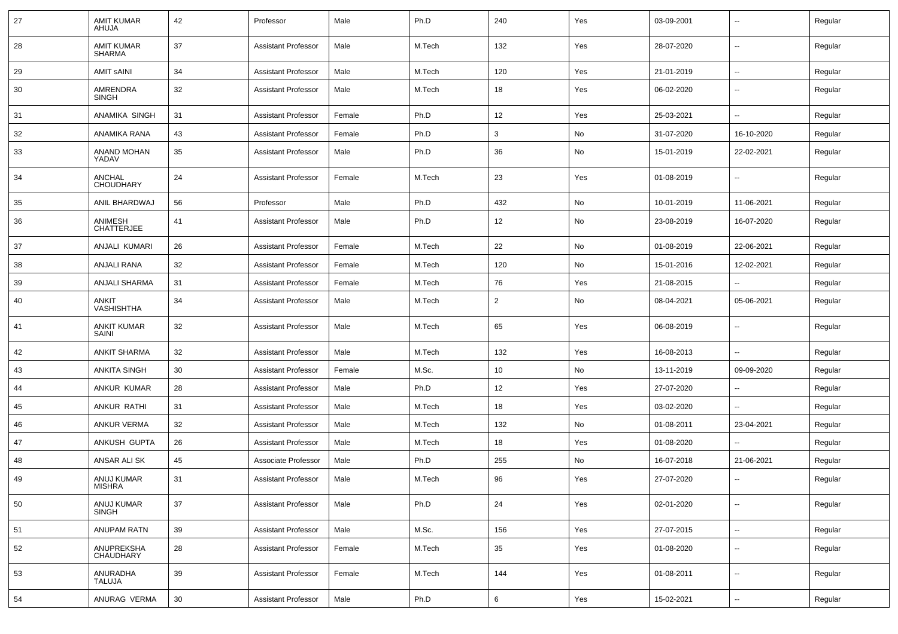| 27 | AMIT KUMAR AHUJA | 42 | Professor | Male | Ph.D | 240 | Yes | 03-09-2001 | -- | Regular |
|---|---|---|---|---|---|---|---|---|---|---|
| 28 | AMIT KUMAR SHARMA | 37 | Assistant Professor | Male | M.Tech | 132 | Yes | 28-07-2020 | -- | Regular |
| 29 | AMIT sAINI | 34 | Assistant Professor | Male | M.Tech | 120 | Yes | 21-01-2019 | -- | Regular |
| 30 | AMRENDRA SINGH | 32 | Assistant Professor | Male | M.Tech | 18 | Yes | 06-02-2020 | -- | Regular |
| 31 | ANAMIKA SINGH | 31 | Assistant Professor | Female | Ph.D | 12 | Yes | 25-03-2021 | -- | Regular |
| 32 | ANAMIKA RANA | 43 | Assistant Professor | Female | Ph.D | 3 | No | 31-07-2020 | 16-10-2020 | Regular |
| 33 | ANAND MOHAN YADAV | 35 | Assistant Professor | Male | Ph.D | 36 | No | 15-01-2019 | 22-02-2021 | Regular |
| 34 | ANCHAL CHOUDHARY | 24 | Assistant Professor | Female | M.Tech | 23 | Yes | 01-08-2019 | -- | Regular |
| 35 | ANIL BHARDWAJ | 56 | Professor | Male | Ph.D | 432 | No | 10-01-2019 | 11-06-2021 | Regular |
| 36 | ANIMESH CHATTERJEE | 41 | Assistant Professor | Male | Ph.D | 12 | No | 23-08-2019 | 16-07-2020 | Regular |
| 37 | ANJALI KUMARI | 26 | Assistant Professor | Female | M.Tech | 22 | No | 01-08-2019 | 22-06-2021 | Regular |
| 38 | ANJALI RANA | 32 | Assistant Professor | Female | M.Tech | 120 | No | 15-01-2016 | 12-02-2021 | Regular |
| 39 | ANJALI SHARMA | 31 | Assistant Professor | Female | M.Tech | 76 | Yes | 21-08-2015 | -- | Regular |
| 40 | ANKIT VASHISHTHA | 34 | Assistant Professor | Male | M.Tech | 2 | No | 08-04-2021 | 05-06-2021 | Regular |
| 41 | ANKIT KUMAR SAINI | 32 | Assistant Professor | Male | M.Tech | 65 | Yes | 06-08-2019 | -- | Regular |
| 42 | ANKIT SHARMA | 32 | Assistant Professor | Male | M.Tech | 132 | Yes | 16-08-2013 | -- | Regular |
| 43 | ANKITA SINGH | 30 | Assistant Professor | Female | M.Sc. | 10 | No | 13-11-2019 | 09-09-2020 | Regular |
| 44 | ANKUR KUMAR | 28 | Assistant Professor | Male | Ph.D | 12 | Yes | 27-07-2020 | -- | Regular |
| 45 | ANKUR RATHI | 31 | Assistant Professor | Male | M.Tech | 18 | Yes | 03-02-2020 | -- | Regular |
| 46 | ANKUR VERMA | 32 | Assistant Professor | Male | M.Tech | 132 | No | 01-08-2011 | 23-04-2021 | Regular |
| 47 | ANKUSH GUPTA | 26 | Assistant Professor | Male | M.Tech | 18 | Yes | 01-08-2020 | -- | Regular |
| 48 | ANSAR ALI SK | 45 | Associate Professor | Male | Ph.D | 255 | No | 16-07-2018 | 21-06-2021 | Regular |
| 49 | ANUJ KUMAR MISHRA | 31 | Assistant Professor | Male | M.Tech | 96 | Yes | 27-07-2020 | -- | Regular |
| 50 | ANUJ KUMAR SINGH | 37 | Assistant Professor | Male | Ph.D | 24 | Yes | 02-01-2020 | -- | Regular |
| 51 | ANUPAM RATN | 39 | Assistant Professor | Male | M.Sc. | 156 | Yes | 27-07-2015 | -- | Regular |
| 52 | ANUPREKSHA CHAUDHARY | 28 | Assistant Professor | Female | M.Tech | 35 | Yes | 01-08-2020 | -- | Regular |
| 53 | ANURADHA TALUJA | 39 | Assistant Professor | Female | M.Tech | 144 | Yes | 01-08-2011 | -- | Regular |
| 54 | ANURAG VERMA | 30 | Assistant Professor | Male | Ph.D | 6 | Yes | 15-02-2021 | -- | Regular |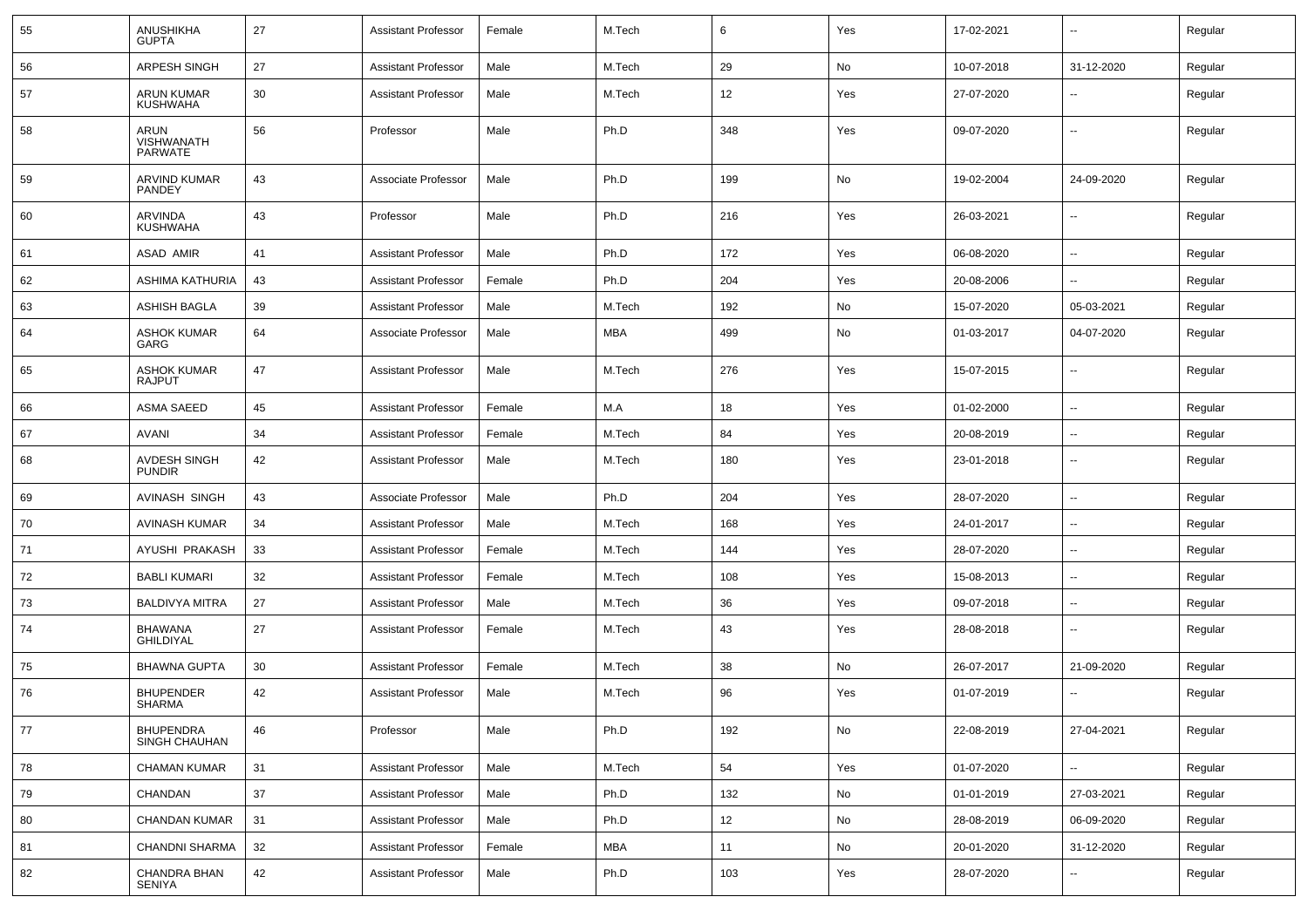| 55 | ANUSHIKHA GUPTA | 27 | Assistant Professor | Female | M.Tech | 6 | Yes | 17-02-2021 | -- | Regular |
|---|---|---|---|---|---|---|---|---|---|---|
| 56 | ARPESH SINGH | 27 | Assistant Professor | Male | M.Tech | 29 | No | 10-07-2018 | 31-12-2020 | Regular |
| 57 | ARUN KUMAR KUSHWAHA | 30 | Assistant Professor | Male | M.Tech | 12 | Yes | 27-07-2020 | -- | Regular |
| 58 | ARUN VISHWANATH PARWATE | 56 | Professor | Male | Ph.D | 348 | Yes | 09-07-2020 | -- | Regular |
| 59 | ARVIND KUMAR PANDEY | 43 | Associate Professor | Male | Ph.D | 199 | No | 19-02-2004 | 24-09-2020 | Regular |
| 60 | ARVINDA KUSHWAHA | 43 | Professor | Male | Ph.D | 216 | Yes | 26-03-2021 | -- | Regular |
| 61 | ASAD AMIR | 41 | Assistant Professor | Male | Ph.D | 172 | Yes | 06-08-2020 | -- | Regular |
| 62 | ASHIMA KATHURIA | 43 | Assistant Professor | Female | Ph.D | 204 | Yes | 20-08-2006 | -- | Regular |
| 63 | ASHISH BAGLA | 39 | Assistant Professor | Male | M.Tech | 192 | No | 15-07-2020 | 05-03-2021 | Regular |
| 64 | ASHOK KUMAR GARG | 64 | Associate Professor | Male | MBA | 499 | No | 01-03-2017 | 04-07-2020 | Regular |
| 65 | ASHOK KUMAR RAJPUT | 47 | Assistant Professor | Male | M.Tech | 276 | Yes | 15-07-2015 | -- | Regular |
| 66 | ASMA SAEED | 45 | Assistant Professor | Female | M.A | 18 | Yes | 01-02-2000 | -- | Regular |
| 67 | AVANI | 34 | Assistant Professor | Female | M.Tech | 84 | Yes | 20-08-2019 | -- | Regular |
| 68 | AVDESH SINGH PUNDIR | 42 | Assistant Professor | Male | M.Tech | 180 | Yes | 23-01-2018 | -- | Regular |
| 69 | AVINASH SINGH | 43 | Associate Professor | Male | Ph.D | 204 | Yes | 28-07-2020 | -- | Regular |
| 70 | AVINASH KUMAR | 34 | Assistant Professor | Male | M.Tech | 168 | Yes | 24-01-2017 | -- | Regular |
| 71 | AYUSHI PRAKASH | 33 | Assistant Professor | Female | M.Tech | 144 | Yes | 28-07-2020 | -- | Regular |
| 72 | BABLI KUMARI | 32 | Assistant Professor | Female | M.Tech | 108 | Yes | 15-08-2013 | -- | Regular |
| 73 | BALDIVYA MITRA | 27 | Assistant Professor | Male | M.Tech | 36 | Yes | 09-07-2018 | -- | Regular |
| 74 | BHAWANA GHILDIYAL | 27 | Assistant Professor | Female | M.Tech | 43 | Yes | 28-08-2018 | -- | Regular |
| 75 | BHAWNA GUPTA | 30 | Assistant Professor | Female | M.Tech | 38 | No | 26-07-2017 | 21-09-2020 | Regular |
| 76 | BHUPENDER SHARMA | 42 | Assistant Professor | Male | M.Tech | 96 | Yes | 01-07-2019 | -- | Regular |
| 77 | BHUPENDRA SINGH CHAUHAN | 46 | Professor | Male | Ph.D | 192 | No | 22-08-2019 | 27-04-2021 | Regular |
| 78 | CHAMAN KUMAR | 31 | Assistant Professor | Male | M.Tech | 54 | Yes | 01-07-2020 | -- | Regular |
| 79 | CHANDAN | 37 | Assistant Professor | Male | Ph.D | 132 | No | 01-01-2019 | 27-03-2021 | Regular |
| 80 | CHANDAN KUMAR | 31 | Assistant Professor | Male | Ph.D | 12 | No | 28-08-2019 | 06-09-2020 | Regular |
| 81 | CHANDNI SHARMA | 32 | Assistant Professor | Female | MBA | 11 | No | 20-01-2020 | 31-12-2020 | Regular |
| 82 | CHANDRA BHAN SENIYA | 42 | Assistant Professor | Male | Ph.D | 103 | Yes | 28-07-2020 | -- | Regular |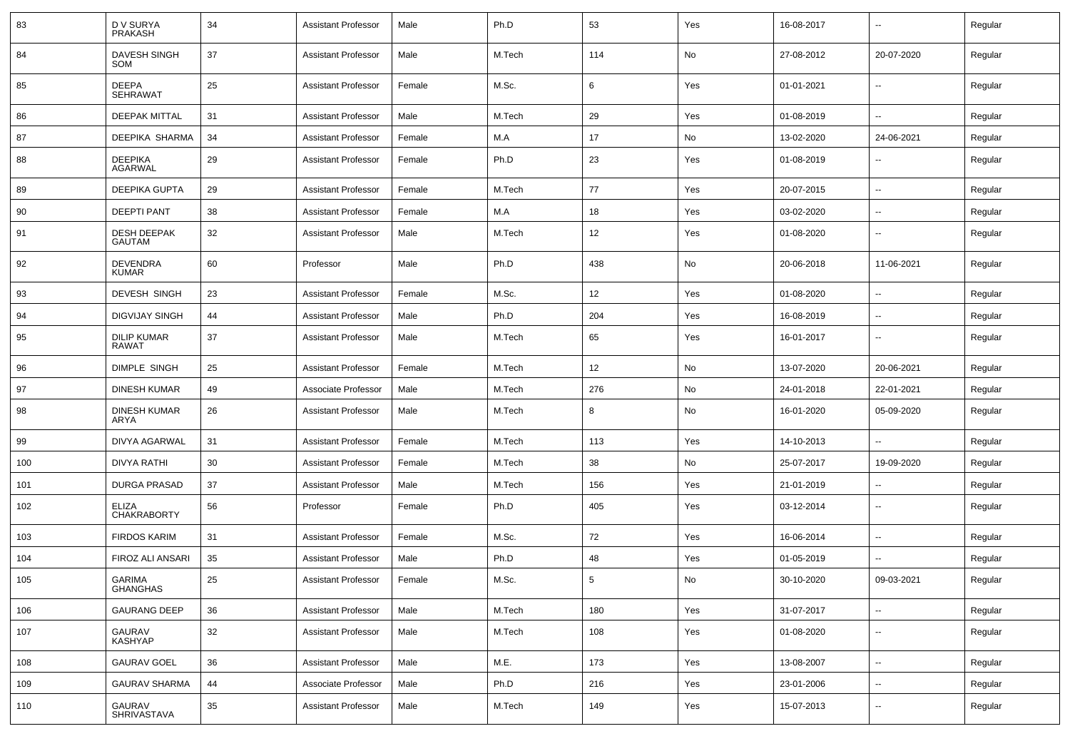| 83 | D V SURYA PRAKASH | 34 | Assistant Professor | Male | Ph.D | 53 | Yes | 16-08-2017 | -- | Regular |
|---|---|---|---|---|---|---|---|---|---|---|
| 84 | DAVESH SINGH SOM | 37 | Assistant Professor | Male | M.Tech | 114 | No | 27-08-2012 | 20-07-2020 | Regular |
| 85 | DEEPA SEHRAWAT | 25 | Assistant Professor | Female | M.Sc. | 6 | Yes | 01-01-2021 | -- | Regular |
| 86 | DEEPAK MITTAL | 31 | Assistant Professor | Male | M.Tech | 29 | Yes | 01-08-2019 | -- | Regular |
| 87 | DEEPIKA SHARMA | 34 | Assistant Professor | Female | M.A | 17 | No | 13-02-2020 | 24-06-2021 | Regular |
| 88 | DEEPIKA AGARWAL | 29 | Assistant Professor | Female | Ph.D | 23 | Yes | 01-08-2019 | -- | Regular |
| 89 | DEEPIKA GUPTA | 29 | Assistant Professor | Female | M.Tech | 77 | Yes | 20-07-2015 | -- | Regular |
| 90 | DEEPTI PANT | 38 | Assistant Professor | Female | M.A | 18 | Yes | 03-02-2020 | -- | Regular |
| 91 | DESH DEEPAK GAUTAM | 32 | Assistant Professor | Male | M.Tech | 12 | Yes | 01-08-2020 | -- | Regular |
| 92 | DEVENDRA KUMAR | 60 | Professor | Male | Ph.D | 438 | No | 20-06-2018 | 11-06-2021 | Regular |
| 93 | DEVESH SINGH | 23 | Assistant Professor | Female | M.Sc. | 12 | Yes | 01-08-2020 | -- | Regular |
| 94 | DIGVIJAY SINGH | 44 | Assistant Professor | Male | Ph.D | 204 | Yes | 16-08-2019 | -- | Regular |
| 95 | DILIP KUMAR RAWAT | 37 | Assistant Professor | Male | M.Tech | 65 | Yes | 16-01-2017 | -- | Regular |
| 96 | DIMPLE SINGH | 25 | Assistant Professor | Female | M.Tech | 12 | No | 13-07-2020 | 20-06-2021 | Regular |
| 97 | DINESH KUMAR | 49 | Associate Professor | Male | M.Tech | 276 | No | 24-01-2018 | 22-01-2021 | Regular |
| 98 | DINESH KUMAR ARYA | 26 | Assistant Professor | Male | M.Tech | 8 | No | 16-01-2020 | 05-09-2020 | Regular |
| 99 | DIVYA AGARWAL | 31 | Assistant Professor | Female | M.Tech | 113 | Yes | 14-10-2013 | -- | Regular |
| 100 | DIVYA RATHI | 30 | Assistant Professor | Female | M.Tech | 38 | No | 25-07-2017 | 19-09-2020 | Regular |
| 101 | DURGA PRASAD | 37 | Assistant Professor | Male | M.Tech | 156 | Yes | 21-01-2019 | -- | Regular |
| 102 | ELIZA CHAKRABORTY | 56 | Professor | Female | Ph.D | 405 | Yes | 03-12-2014 | -- | Regular |
| 103 | FIRDOS KARIM | 31 | Assistant Professor | Female | M.Sc. | 72 | Yes | 16-06-2014 | -- | Regular |
| 104 | FIROZ ALI ANSARI | 35 | Assistant Professor | Male | Ph.D | 48 | Yes | 01-05-2019 | -- | Regular |
| 105 | GARIMA GHANGHAS | 25 | Assistant Professor | Female | M.Sc. | 5 | No | 30-10-2020 | 09-03-2021 | Regular |
| 106 | GAURANG DEEP | 36 | Assistant Professor | Male | M.Tech | 180 | Yes | 31-07-2017 | -- | Regular |
| 107 | GAURAV KASHYAP | 32 | Assistant Professor | Male | M.Tech | 108 | Yes | 01-08-2020 | -- | Regular |
| 108 | GAURAV GOEL | 36 | Assistant Professor | Male | M.E. | 173 | Yes | 13-08-2007 | -- | Regular |
| 109 | GAURAV SHARMA | 44 | Associate Professor | Male | Ph.D | 216 | Yes | 23-01-2006 | -- | Regular |
| 110 | GAURAV SHRIVASTAVA | 35 | Assistant Professor | Male | M.Tech | 149 | Yes | 15-07-2013 | -- | Regular |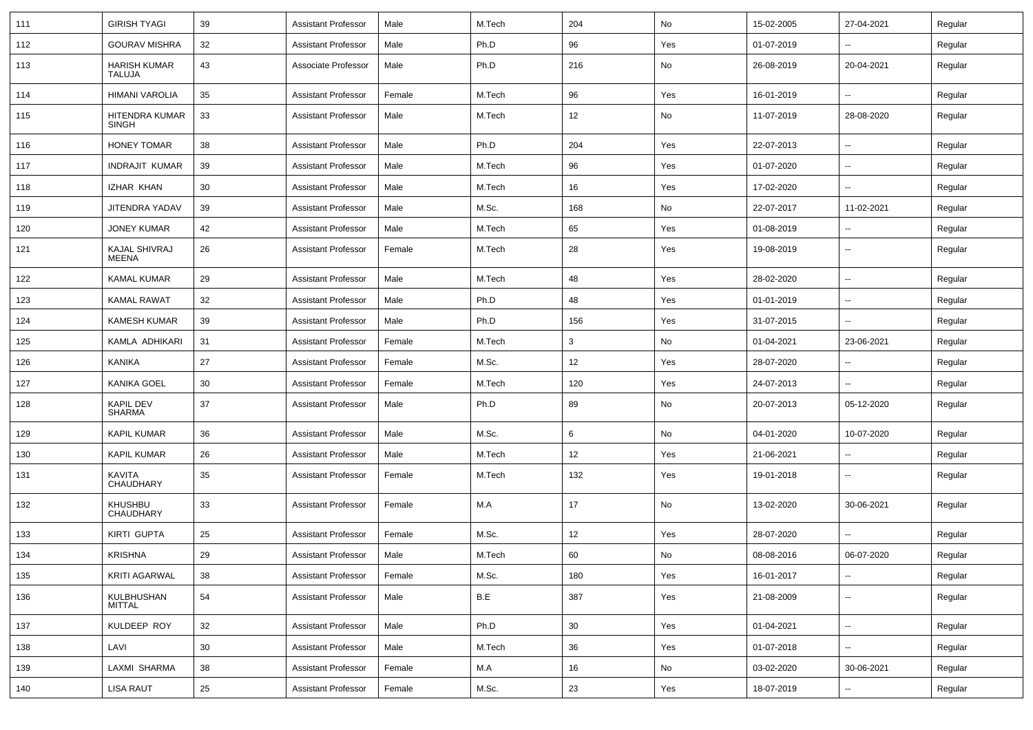| 111 | GIRISH TYAGI | 39 | Assistant Professor | Male | M.Tech | 204 | No | 15-02-2005 | 27-04-2021 | Regular |
|---|---|---|---|---|---|---|---|---|---|---|
| 112 | GOURAV MISHRA | 32 | Assistant Professor | Male | Ph.D | 96 | Yes | 01-07-2019 | -- | Regular |
| 113 | HARISH KUMAR TALUJA | 43 | Associate Professor | Male | Ph.D | 216 | No | 26-08-2019 | 20-04-2021 | Regular |
| 114 | HIMANI VAROLIA | 35 | Assistant Professor | Female | M.Tech | 96 | Yes | 16-01-2019 | -- | Regular |
| 115 | HITENDRA KUMAR SINGH | 33 | Assistant Professor | Male | M.Tech | 12 | No | 11-07-2019 | 28-08-2020 | Regular |
| 116 | HONEY TOMAR | 38 | Assistant Professor | Male | Ph.D | 204 | Yes | 22-07-2013 | -- | Regular |
| 117 | INDRAJIT KUMAR | 39 | Assistant Professor | Male | M.Tech | 96 | Yes | 01-07-2020 | -- | Regular |
| 118 | IZHAR KHAN | 30 | Assistant Professor | Male | M.Tech | 16 | Yes | 17-02-2020 | -- | Regular |
| 119 | JITENDRA YADAV | 39 | Assistant Professor | Male | M.Sc. | 168 | No | 22-07-2017 | 11-02-2021 | Regular |
| 120 | JONEY KUMAR | 42 | Assistant Professor | Male | M.Tech | 65 | Yes | 01-08-2019 | -- | Regular |
| 121 | KAJAL SHIVRAJ MEENA | 26 | Assistant Professor | Female | M.Tech | 28 | Yes | 19-08-2019 | -- | Regular |
| 122 | KAMAL KUMAR | 29 | Assistant Professor | Male | M.Tech | 48 | Yes | 28-02-2020 | -- | Regular |
| 123 | KAMAL RAWAT | 32 | Assistant Professor | Male | Ph.D | 48 | Yes | 01-01-2019 | -- | Regular |
| 124 | KAMESH KUMAR | 39 | Assistant Professor | Male | Ph.D | 156 | Yes | 31-07-2015 | -- | Regular |
| 125 | KAMLA ADHIKARI | 31 | Assistant Professor | Female | M.Tech | 3 | No | 01-04-2021 | 23-06-2021 | Regular |
| 126 | KANIKA | 27 | Assistant Professor | Female | M.Sc. | 12 | Yes | 28-07-2020 | -- | Regular |
| 127 | KANIKA GOEL | 30 | Assistant Professor | Female | M.Tech | 120 | Yes | 24-07-2013 | -- | Regular |
| 128 | KAPIL DEV SHARMA | 37 | Assistant Professor | Male | Ph.D | 89 | No | 20-07-2013 | 05-12-2020 | Regular |
| 129 | KAPIL KUMAR | 36 | Assistant Professor | Male | M.Sc. | 6 | No | 04-01-2020 | 10-07-2020 | Regular |
| 130 | KAPIL KUMAR | 26 | Assistant Professor | Male | M.Tech | 12 | Yes | 21-06-2021 | -- | Regular |
| 131 | KAVITA CHAUDHARY | 35 | Assistant Professor | Female | M.Tech | 132 | Yes | 19-01-2018 | -- | Regular |
| 132 | KHUSHBU CHAUDHARY | 33 | Assistant Professor | Female | M.A | 17 | No | 13-02-2020 | 30-06-2021 | Regular |
| 133 | KIRTI GUPTA | 25 | Assistant Professor | Female | M.Sc. | 12 | Yes | 28-07-2020 | -- | Regular |
| 134 | KRISHNA | 29 | Assistant Professor | Male | M.Tech | 60 | No | 08-08-2016 | 06-07-2020 | Regular |
| 135 | KRITI AGARWAL | 38 | Assistant Professor | Female | M.Sc. | 180 | Yes | 16-01-2017 | -- | Regular |
| 136 | KULBHUSHAN MITTAL | 54 | Assistant Professor | Male | B.E | 387 | Yes | 21-08-2009 | -- | Regular |
| 137 | KULDEEP ROY | 32 | Assistant Professor | Male | Ph.D | 30 | Yes | 01-04-2021 | -- | Regular |
| 138 | LAVI | 30 | Assistant Professor | Male | M.Tech | 36 | Yes | 01-07-2018 | -- | Regular |
| 139 | LAXMI SHARMA | 38 | Assistant Professor | Female | M.A | 16 | No | 03-02-2020 | 30-06-2021 | Regular |
| 140 | LISA RAUT | 25 | Assistant Professor | Female | M.Sc. | 23 | Yes | 18-07-2019 | -- | Regular |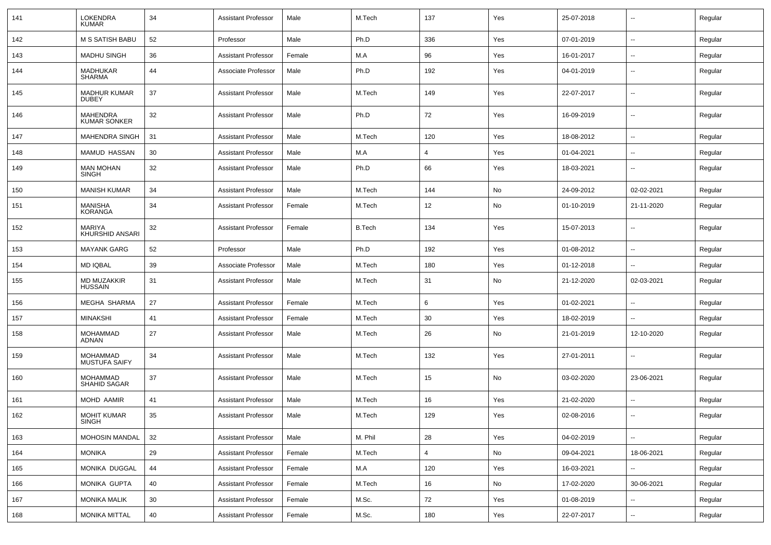| 141 | LOKENDRA KUMAR | 34 | Assistant Professor | Male | M.Tech | 137 | Yes | 25-07-2018 | -- | Regular |
|---|---|---|---|---|---|---|---|---|---|---|
| 142 | M S SATISH BABU | 52 | Professor | Male | Ph.D | 336 | Yes | 07-01-2019 | -- | Regular |
| 143 | MADHU SINGH | 36 | Assistant Professor | Female | M.A | 96 | Yes | 16-01-2017 | -- | Regular |
| 144 | MADHUKAR SHARMA | 44 | Associate Professor | Male | Ph.D | 192 | Yes | 04-01-2019 | -- | Regular |
| 145 | MADHUR KUMAR DUBEY | 37 | Assistant Professor | Male | M.Tech | 149 | Yes | 22-07-2017 | -- | Regular |
| 146 | MAHENDRA KUMAR SONKER | 32 | Assistant Professor | Male | Ph.D | 72 | Yes | 16-09-2019 | -- | Regular |
| 147 | MAHENDRA SINGH | 31 | Assistant Professor | Male | M.Tech | 120 | Yes | 18-08-2012 | -- | Regular |
| 148 | MAMUD HASSAN | 30 | Assistant Professor | Male | M.A | 4 | Yes | 01-04-2021 | -- | Regular |
| 149 | MAN MOHAN SINGH | 32 | Assistant Professor | Male | Ph.D | 66 | Yes | 18-03-2021 | -- | Regular |
| 150 | MANISH KUMAR | 34 | Assistant Professor | Male | M.Tech | 144 | No | 24-09-2012 | 02-02-2021 | Regular |
| 151 | MANISHA KORANGA | 34 | Assistant Professor | Female | M.Tech | 12 | No | 01-10-2019 | 21-11-2020 | Regular |
| 152 | MARIYA KHURSHID ANSARI | 32 | Assistant Professor | Female | B.Tech | 134 | Yes | 15-07-2013 | -- | Regular |
| 153 | MAYANK GARG | 52 | Professor | Male | Ph.D | 192 | Yes | 01-08-2012 | -- | Regular |
| 154 | MD IQBAL | 39 | Associate Professor | Male | M.Tech | 180 | Yes | 01-12-2018 | -- | Regular |
| 155 | MD MUZAKKIR HUSSAIN | 31 | Assistant Professor | Male | M.Tech | 31 | No | 21-12-2020 | 02-03-2021 | Regular |
| 156 | MEGHA SHARMA | 27 | Assistant Professor | Female | M.Tech | 6 | Yes | 01-02-2021 | -- | Regular |
| 157 | MINAKSHI | 41 | Assistant Professor | Female | M.Tech | 30 | Yes | 18-02-2019 | -- | Regular |
| 158 | MOHAMMAD ADNAN | 27 | Assistant Professor | Male | M.Tech | 26 | No | 21-01-2019 | 12-10-2020 | Regular |
| 159 | MOHAMMAD MUSTUFA SAIFY | 34 | Assistant Professor | Male | M.Tech | 132 | Yes | 27-01-2011 | -- | Regular |
| 160 | MOHAMMAD SHAHID SAGAR | 37 | Assistant Professor | Male | M.Tech | 15 | No | 03-02-2020 | 23-06-2021 | Regular |
| 161 | MOHD AAMIR | 41 | Assistant Professor | Male | M.Tech | 16 | Yes | 21-02-2020 | -- | Regular |
| 162 | MOHIT KUMAR SINGH | 35 | Assistant Professor | Male | M.Tech | 129 | Yes | 02-08-2016 | -- | Regular |
| 163 | MOHOSIN MANDAL | 32 | Assistant Professor | Male | M. Phil | 28 | Yes | 04-02-2019 | -- | Regular |
| 164 | MONIKA | 29 | Assistant Professor | Female | M.Tech | 4 | No | 09-04-2021 | 18-06-2021 | Regular |
| 165 | MONIKA DUGGAL | 44 | Assistant Professor | Female | M.A | 120 | Yes | 16-03-2021 | -- | Regular |
| 166 | MONIKA GUPTA | 40 | Assistant Professor | Female | M.Tech | 16 | No | 17-02-2020 | 30-06-2021 | Regular |
| 167 | MONIKA MALIK | 30 | Assistant Professor | Female | M.Sc. | 72 | Yes | 01-08-2019 | -- | Regular |
| 168 | MONIKA MITTAL | 40 | Assistant Professor | Female | M.Sc. | 180 | Yes | 22-07-2017 | -- | Regular |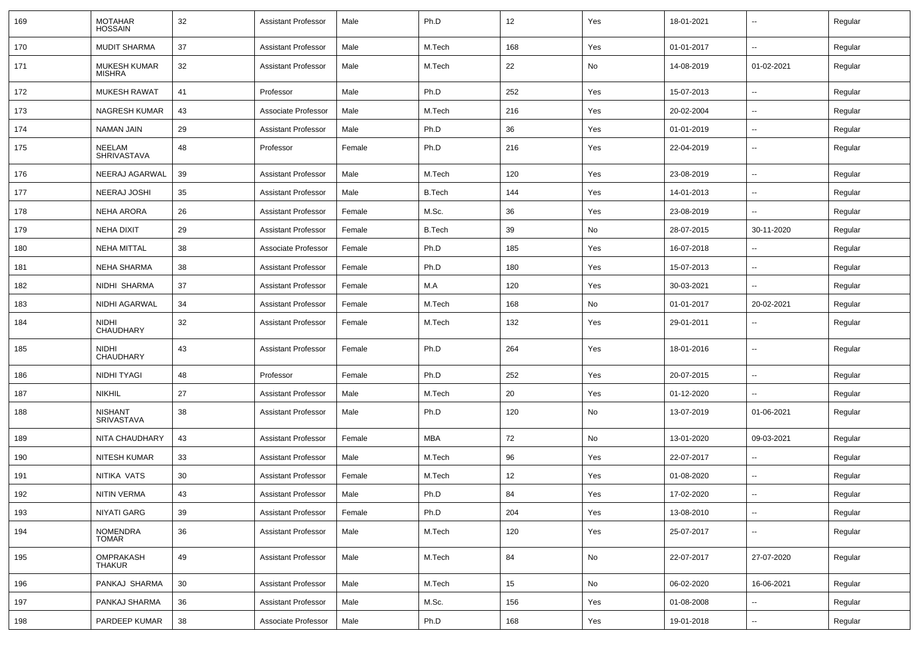| 169 | MOTAHAR HOSSAIN | 32 | Assistant Professor | Male | Ph.D | 12 | Yes | 18-01-2021 | -- | Regular |
|---|---|---|---|---|---|---|---|---|---|---|
| 170 | MUDIT SHARMA | 37 | Assistant Professor | Male | M.Tech | 168 | Yes | 01-01-2017 | -- | Regular |
| 171 | MUKESH KUMAR MISHRA | 32 | Assistant Professor | Male | M.Tech | 22 | No | 14-08-2019 | 01-02-2021 | Regular |
| 172 | MUKESH RAWAT | 41 | Professor | Male | Ph.D | 252 | Yes | 15-07-2013 | -- | Regular |
| 173 | NAGRESH KUMAR | 43 | Associate Professor | Male | M.Tech | 216 | Yes | 20-02-2004 | -- | Regular |
| 174 | NAMAN JAIN | 29 | Assistant Professor | Male | Ph.D | 36 | Yes | 01-01-2019 | -- | Regular |
| 175 | NEELAM SHRIVASTAVA | 48 | Professor | Female | Ph.D | 216 | Yes | 22-04-2019 | -- | Regular |
| 176 | NEERAJ AGARWAL | 39 | Assistant Professor | Male | M.Tech | 120 | Yes | 23-08-2019 | -- | Regular |
| 177 | NEERAJ JOSHI | 35 | Assistant Professor | Male | B.Tech | 144 | Yes | 14-01-2013 | -- | Regular |
| 178 | NEHA ARORA | 26 | Assistant Professor | Female | M.Sc. | 36 | Yes | 23-08-2019 | -- | Regular |
| 179 | NEHA DIXIT | 29 | Assistant Professor | Female | B.Tech | 39 | No | 28-07-2015 | 30-11-2020 | Regular |
| 180 | NEHA MITTAL | 38 | Associate Professor | Female | Ph.D | 185 | Yes | 16-07-2018 | -- | Regular |
| 181 | NEHA SHARMA | 38 | Assistant Professor | Female | Ph.D | 180 | Yes | 15-07-2013 | -- | Regular |
| 182 | NIDHI SHARMA | 37 | Assistant Professor | Female | M.A | 120 | Yes | 30-03-2021 | -- | Regular |
| 183 | NIDHI AGARWAL | 34 | Assistant Professor | Female | M.Tech | 168 | No | 01-01-2017 | 20-02-2021 | Regular |
| 184 | NIDHI CHAUDHARY | 32 | Assistant Professor | Female | M.Tech | 132 | Yes | 29-01-2011 | -- | Regular |
| 185 | NIDHI CHAUDHARY | 43 | Assistant Professor | Female | Ph.D | 264 | Yes | 18-01-2016 | -- | Regular |
| 186 | NIDHI TYAGI | 48 | Professor | Female | Ph.D | 252 | Yes | 20-07-2015 | -- | Regular |
| 187 | NIKHIL | 27 | Assistant Professor | Male | M.Tech | 20 | Yes | 01-12-2020 | -- | Regular |
| 188 | NISHANT SRIVASTAVA | 38 | Assistant Professor | Male | Ph.D | 120 | No | 13-07-2019 | 01-06-2021 | Regular |
| 189 | NITA CHAUDHARY | 43 | Assistant Professor | Female | MBA | 72 | No | 13-01-2020 | 09-03-2021 | Regular |
| 190 | NITESH KUMAR | 33 | Assistant Professor | Male | M.Tech | 96 | Yes | 22-07-2017 | -- | Regular |
| 191 | NITIKA VATS | 30 | Assistant Professor | Female | M.Tech | 12 | Yes | 01-08-2020 | -- | Regular |
| 192 | NITIN VERMA | 43 | Assistant Professor | Male | Ph.D | 84 | Yes | 17-02-2020 | -- | Regular |
| 193 | NIYATI GARG | 39 | Assistant Professor | Female | Ph.D | 204 | Yes | 13-08-2010 | -- | Regular |
| 194 | NOMENDRA TOMAR | 36 | Assistant Professor | Male | M.Tech | 120 | Yes | 25-07-2017 | -- | Regular |
| 195 | OMPRAKASH THAKUR | 49 | Assistant Professor | Male | M.Tech | 84 | No | 22-07-2017 | 27-07-2020 | Regular |
| 196 | PANKAJ SHARMA | 30 | Assistant Professor | Male | M.Tech | 15 | No | 06-02-2020 | 16-06-2021 | Regular |
| 197 | PANKAJ SHARMA | 36 | Assistant Professor | Male | M.Sc. | 156 | Yes | 01-08-2008 | -- | Regular |
| 198 | PARDEEP KUMAR | 38 | Associate Professor | Male | Ph.D | 168 | Yes | 19-01-2018 | -- | Regular |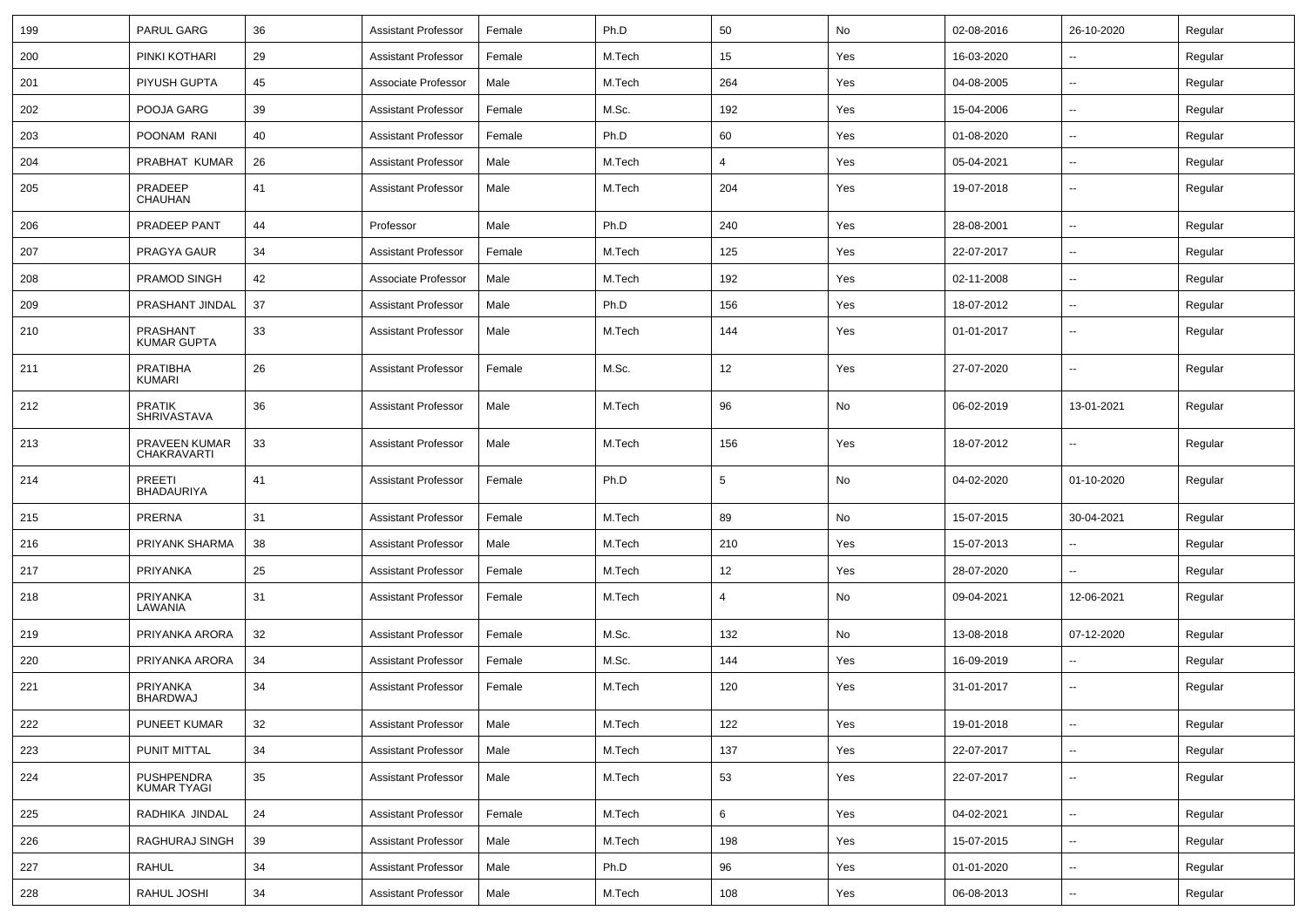| 199 | PARUL GARG | 36 | Assistant Professor | Female | Ph.D | 50 | No | 02-08-2016 | 26-10-2020 | Regular |
|---|---|---|---|---|---|---|---|---|---|---|
| 200 | PINKI KOTHARI | 29 | Assistant Professor | Female | M.Tech | 15 | Yes | 16-03-2020 | -- | Regular |
| 201 | PIYUSH GUPTA | 45 | Associate Professor | Male | M.Tech | 264 | Yes | 04-08-2005 | -- | Regular |
| 202 | POOJA GARG | 39 | Assistant Professor | Female | M.Sc. | 192 | Yes | 15-04-2006 | -- | Regular |
| 203 | POONAM RANI | 40 | Assistant Professor | Female | Ph.D | 60 | Yes | 01-08-2020 | -- | Regular |
| 204 | PRABHAT KUMAR | 26 | Assistant Professor | Male | M.Tech | 4 | Yes | 05-04-2021 | -- | Regular |
| 205 | PRADEEP CHAUHAN | 41 | Assistant Professor | Male | M.Tech | 204 | Yes | 19-07-2018 | -- | Regular |
| 206 | PRADEEP PANT | 44 | Professor | Male | Ph.D | 240 | Yes | 28-08-2001 | -- | Regular |
| 207 | PRAGYA GAUR | 34 | Assistant Professor | Female | M.Tech | 125 | Yes | 22-07-2017 | -- | Regular |
| 208 | PRAMOD SINGH | 42 | Associate Professor | Male | M.Tech | 192 | Yes | 02-11-2008 | -- | Regular |
| 209 | PRASHANT JINDAL | 37 | Assistant Professor | Male | Ph.D | 156 | Yes | 18-07-2012 | -- | Regular |
| 210 | PRASHANT KUMAR GUPTA | 33 | Assistant Professor | Male | M.Tech | 144 | Yes | 01-01-2017 | -- | Regular |
| 211 | PRATIBHA KUMARI | 26 | Assistant Professor | Female | M.Sc. | 12 | Yes | 27-07-2020 | -- | Regular |
| 212 | PRATIK SHRIVASTAVA | 36 | Assistant Professor | Male | M.Tech | 96 | No | 06-02-2019 | 13-01-2021 | Regular |
| 213 | PRAVEEN KUMAR CHAKRAVARTI | 33 | Assistant Professor | Male | M.Tech | 156 | Yes | 18-07-2012 | -- | Regular |
| 214 | PREETI BHADAURIYA | 41 | Assistant Professor | Female | Ph.D | 5 | No | 04-02-2020 | 01-10-2020 | Regular |
| 215 | PRERNA | 31 | Assistant Professor | Female | M.Tech | 89 | No | 15-07-2015 | 30-04-2021 | Regular |
| 216 | PRIYANK SHARMA | 38 | Assistant Professor | Male | M.Tech | 210 | Yes | 15-07-2013 | -- | Regular |
| 217 | PRIYANKA | 25 | Assistant Professor | Female | M.Tech | 12 | Yes | 28-07-2020 | -- | Regular |
| 218 | PRIYANKA LAWANIA | 31 | Assistant Professor | Female | M.Tech | 4 | No | 09-04-2021 | 12-06-2021 | Regular |
| 219 | PRIYANKA ARORA | 32 | Assistant Professor | Female | M.Sc. | 132 | No | 13-08-2018 | 07-12-2020 | Regular |
| 220 | PRIYANKA ARORA | 34 | Assistant Professor | Female | M.Sc. | 144 | Yes | 16-09-2019 | -- | Regular |
| 221 | PRIYANKA BHARDWAJ | 34 | Assistant Professor | Female | M.Tech | 120 | Yes | 31-01-2017 | -- | Regular |
| 222 | PUNEET KUMAR | 32 | Assistant Professor | Male | M.Tech | 122 | Yes | 19-01-2018 | -- | Regular |
| 223 | PUNIT MITTAL | 34 | Assistant Professor | Male | M.Tech | 137 | Yes | 22-07-2017 | -- | Regular |
| 224 | PUSHPENDRA KUMAR TYAGI | 35 | Assistant Professor | Male | M.Tech | 53 | Yes | 22-07-2017 | -- | Regular |
| 225 | RADHIKA JINDAL | 24 | Assistant Professor | Female | M.Tech | 6 | Yes | 04-02-2021 | -- | Regular |
| 226 | RAGHURAJ SINGH | 39 | Assistant Professor | Male | M.Tech | 198 | Yes | 15-07-2015 | -- | Regular |
| 227 | RAHUL | 34 | Assistant Professor | Male | Ph.D | 96 | Yes | 01-01-2020 | -- | Regular |
| 228 | RAHUL JOSHI | 34 | Assistant Professor | Male | M.Tech | 108 | Yes | 06-08-2013 | -- | Regular |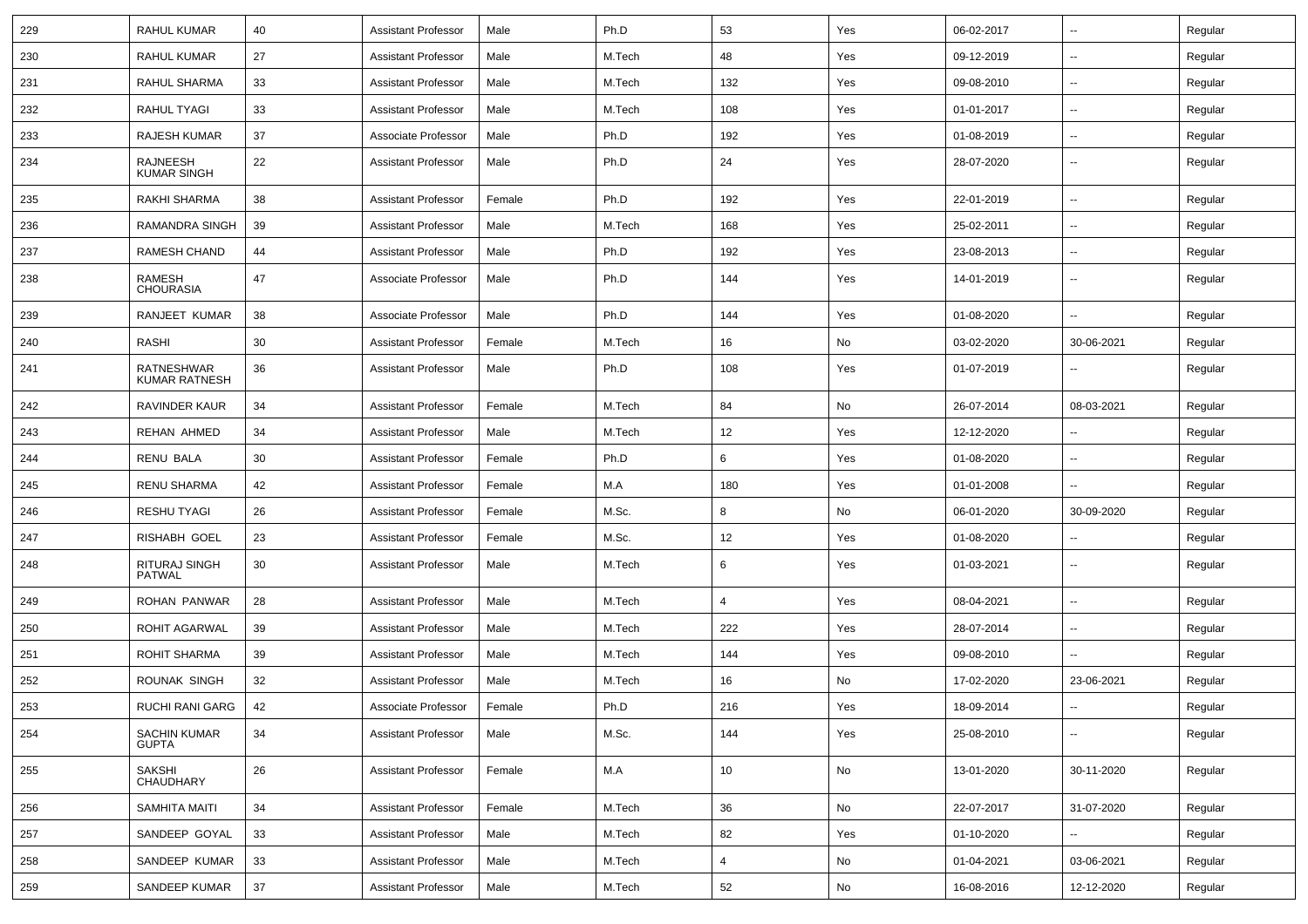| 229 | RAHUL KUMAR | 40 | Assistant Professor | Male | Ph.D | 53 | Yes | 06-02-2017 | -- | Regular |
|---|---|---|---|---|---|---|---|---|---|---|
| 230 | RAHUL KUMAR | 27 | Assistant Professor | Male | M.Tech | 48 | Yes | 09-12-2019 | -- | Regular |
| 231 | RAHUL SHARMA | 33 | Assistant Professor | Male | M.Tech | 132 | Yes | 09-08-2010 | -- | Regular |
| 232 | RAHUL TYAGI | 33 | Assistant Professor | Male | M.Tech | 108 | Yes | 01-01-2017 | -- | Regular |
| 233 | RAJESH KUMAR | 37 | Associate Professor | Male | Ph.D | 192 | Yes | 01-08-2019 | -- | Regular |
| 234 | RAJNEESH KUMAR SINGH | 22 | Assistant Professor | Male | Ph.D | 24 | Yes | 28-07-2020 | -- | Regular |
| 235 | RAKHI SHARMA | 38 | Assistant Professor | Female | Ph.D | 192 | Yes | 22-01-2019 | -- | Regular |
| 236 | RAMANDRA SINGH | 39 | Assistant Professor | Male | M.Tech | 168 | Yes | 25-02-2011 | -- | Regular |
| 237 | RAMESH CHAND | 44 | Assistant Professor | Male | Ph.D | 192 | Yes | 23-08-2013 | -- | Regular |
| 238 | RAMESH CHOURASIA | 47 | Associate Professor | Male | Ph.D | 144 | Yes | 14-01-2019 | -- | Regular |
| 239 | RANJEET KUMAR | 38 | Associate Professor | Male | Ph.D | 144 | Yes | 01-08-2020 | -- | Regular |
| 240 | RASHI | 30 | Assistant Professor | Female | M.Tech | 16 | No | 03-02-2020 | 30-06-2021 | Regular |
| 241 | RATNESHWAR KUMAR RATNESH | 36 | Assistant Professor | Male | Ph.D | 108 | Yes | 01-07-2019 | -- | Regular |
| 242 | RAVINDER KAUR | 34 | Assistant Professor | Female | M.Tech | 84 | No | 26-07-2014 | 08-03-2021 | Regular |
| 243 | REHAN AHMED | 34 | Assistant Professor | Male | M.Tech | 12 | Yes | 12-12-2020 | -- | Regular |
| 244 | RENU BALA | 30 | Assistant Professor | Female | Ph.D | 6 | Yes | 01-08-2020 | -- | Regular |
| 245 | RENU SHARMA | 42 | Assistant Professor | Female | M.A | 180 | Yes | 01-01-2008 | -- | Regular |
| 246 | RESHU TYAGI | 26 | Assistant Professor | Female | M.Sc. | 8 | No | 06-01-2020 | 30-09-2020 | Regular |
| 247 | RISHABH GOEL | 23 | Assistant Professor | Female | M.Sc. | 12 | Yes | 01-08-2020 | -- | Regular |
| 248 | RITURAJ SINGH PATWAL | 30 | Assistant Professor | Male | M.Tech | 6 | Yes | 01-03-2021 | -- | Regular |
| 249 | ROHAN PANWAR | 28 | Assistant Professor | Male | M.Tech | 4 | Yes | 08-04-2021 | -- | Regular |
| 250 | ROHIT AGARWAL | 39 | Assistant Professor | Male | M.Tech | 222 | Yes | 28-07-2014 | -- | Regular |
| 251 | ROHIT SHARMA | 39 | Assistant Professor | Male | M.Tech | 144 | Yes | 09-08-2010 | -- | Regular |
| 252 | ROUNAK SINGH | 32 | Assistant Professor | Male | M.Tech | 16 | No | 17-02-2020 | 23-06-2021 | Regular |
| 253 | RUCHI RANI GARG | 42 | Associate Professor | Female | Ph.D | 216 | Yes | 18-09-2014 | -- | Regular |
| 254 | SACHIN KUMAR GUPTA | 34 | Assistant Professor | Male | M.Sc. | 144 | Yes | 25-08-2010 | -- | Regular |
| 255 | SAKSHI CHAUDHARY | 26 | Assistant Professor | Female | M.A | 10 | No | 13-01-2020 | 30-11-2020 | Regular |
| 256 | SAMHITA MAITI | 34 | Assistant Professor | Female | M.Tech | 36 | No | 22-07-2017 | 31-07-2020 | Regular |
| 257 | SANDEEP GOYAL | 33 | Assistant Professor | Male | M.Tech | 82 | Yes | 01-10-2020 | -- | Regular |
| 258 | SANDEEP KUMAR | 33 | Assistant Professor | Male | M.Tech | 4 | No | 01-04-2021 | 03-06-2021 | Regular |
| 259 | SANDEEP KUMAR | 37 | Assistant Professor | Male | M.Tech | 52 | No | 16-08-2016 | 12-12-2020 | Regular |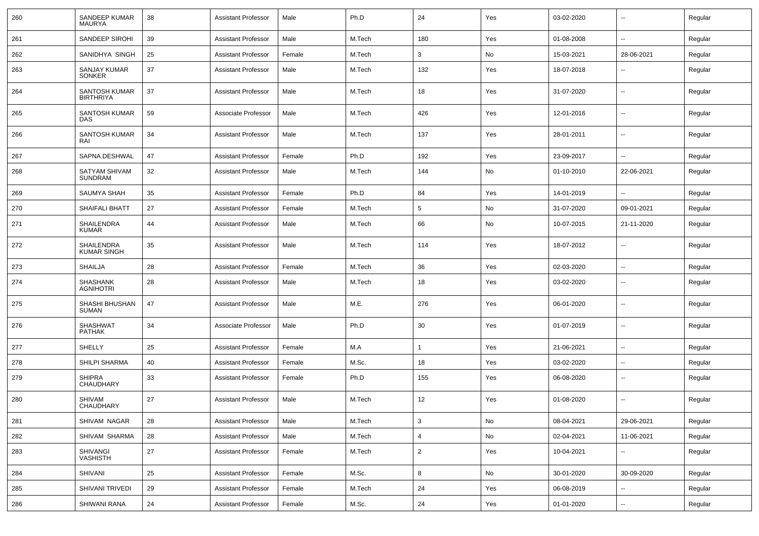| 260 | SANDEEP KUMAR MAURYA | 38 | Assistant Professor | Male | Ph.D | 24 | Yes | 03-02-2020 | -- | Regular |
|---|---|---|---|---|---|---|---|---|---|---|
| 261 | SANDEEP SIROHI | 39 | Assistant Professor | Male | M.Tech | 180 | Yes | 01-08-2008 | -- | Regular |
| 262 | SANIDHYA SINGH | 25 | Assistant Professor | Female | M.Tech | 3 | No | 15-03-2021 | 28-06-2021 | Regular |
| 263 | SANJAY KUMAR SONKER | 37 | Assistant Professor | Male | M.Tech | 132 | Yes | 18-07-2018 | -- | Regular |
| 264 | SANTOSH KUMAR BIRTHRIYA | 37 | Assistant Professor | Male | M.Tech | 18 | Yes | 31-07-2020 | -- | Regular |
| 265 | SANTOSH KUMAR DAS | 59 | Associate Professor | Male | M.Tech | 426 | Yes | 12-01-2016 | -- | Regular |
| 266 | SANTOSH KUMAR RAI | 34 | Assistant Professor | Male | M.Tech | 137 | Yes | 28-01-2011 | -- | Regular |
| 267 | SAPNA DESHWAL | 47 | Assistant Professor | Female | Ph.D | 192 | Yes | 23-09-2017 | -- | Regular |
| 268 | SATYAM SHIVAM SUNDRAM | 32 | Assistant Professor | Male | M.Tech | 144 | No | 01-10-2010 | 22-06-2021 | Regular |
| 269 | SAUMYA SHAH | 35 | Assistant Professor | Female | Ph.D | 84 | Yes | 14-01-2019 | -- | Regular |
| 270 | SHAIFALI BHATT | 27 | Assistant Professor | Female | M.Tech | 5 | No | 31-07-2020 | 09-01-2021 | Regular |
| 271 | SHAILENDRA KUMAR | 44 | Assistant Professor | Male | M.Tech | 66 | No | 10-07-2015 | 21-11-2020 | Regular |
| 272 | SHAILENDRA KUMAR SINGH | 35 | Assistant Professor | Male | M.Tech | 114 | Yes | 18-07-2012 | -- | Regular |
| 273 | SHAILJA | 28 | Assistant Professor | Female | M.Tech | 36 | Yes | 02-03-2020 | -- | Regular |
| 274 | SHASHANK AGNIHOTRI | 28 | Assistant Professor | Male | M.Tech | 18 | Yes | 03-02-2020 | -- | Regular |
| 275 | SHASHI BHUSHAN SUMAN | 47 | Assistant Professor | Male | M.E. | 276 | Yes | 06-01-2020 | -- | Regular |
| 276 | SHASHWAT PATHAK | 34 | Associate Professor | Male | Ph.D | 30 | Yes | 01-07-2019 | -- | Regular |
| 277 | SHELLY | 25 | Assistant Professor | Female | M.A | 1 | Yes | 21-06-2021 | -- | Regular |
| 278 | SHILPI SHARMA | 40 | Assistant Professor | Female | M.Sc. | 18 | Yes | 03-02-2020 | -- | Regular |
| 279 | SHIPRA CHAUDHARY | 33 | Assistant Professor | Female | Ph.D | 155 | Yes | 06-08-2020 | -- | Regular |
| 280 | SHIVAM CHAUDHARY | 27 | Assistant Professor | Male | M.Tech | 12 | Yes | 01-08-2020 | -- | Regular |
| 281 | SHIVAM NAGAR | 28 | Assistant Professor | Male | M.Tech | 3 | No | 08-04-2021 | 29-06-2021 | Regular |
| 282 | SHIVAM SHARMA | 28 | Assistant Professor | Male | M.Tech | 4 | No | 02-04-2021 | 11-06-2021 | Regular |
| 283 | SHIVANGI VASHISTH | 27 | Assistant Professor | Female | M.Tech | 2 | Yes | 10-04-2021 | -- | Regular |
| 284 | SHIVANI | 25 | Assistant Professor | Female | M.Sc. | 8 | No | 30-01-2020 | 30-09-2020 | Regular |
| 285 | SHIVANI TRIVEDI | 29 | Assistant Professor | Female | M.Tech | 24 | Yes | 06-08-2019 | -- | Regular |
| 286 | SHIWANI RANA | 24 | Assistant Professor | Female | M.Sc. | 24 | Yes | 01-01-2020 | -- | Regular |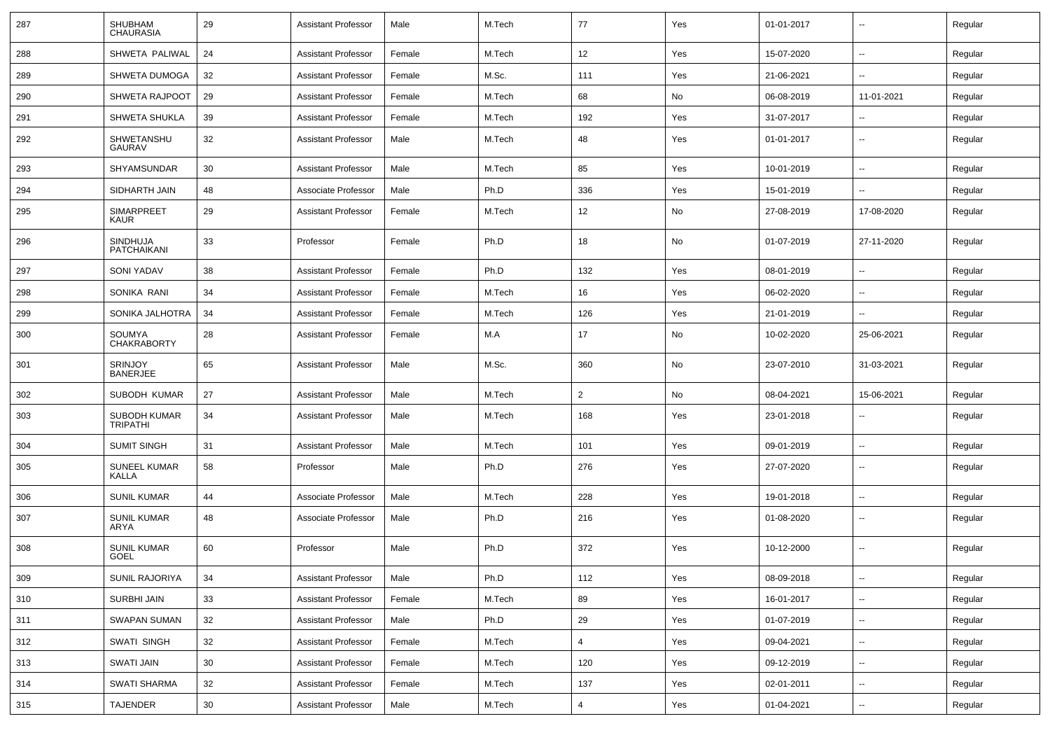| 287 | SHUBHAM CHAURASIA | 29 | Assistant Professor | Male | M.Tech | 77 | Yes | 01-01-2017 | -- | Regular |
|---|---|---|---|---|---|---|---|---|---|---|
| 288 | SHWETA PALIWAL | 24 | Assistant Professor | Female | M.Tech | 12 | Yes | 15-07-2020 | -- | Regular |
| 289 | SHWETA DUMOGA | 32 | Assistant Professor | Female | M.Sc. | 111 | Yes | 21-06-2021 | -- | Regular |
| 290 | SHWETA RAJPOOT | 29 | Assistant Professor | Female | M.Tech | 68 | No | 06-08-2019 | 11-01-2021 | Regular |
| 291 | SHWETA SHUKLA | 39 | Assistant Professor | Female | M.Tech | 192 | Yes | 31-07-2017 | -- | Regular |
| 292 | SHWETANSHU GAURAV | 32 | Assistant Professor | Male | M.Tech | 48 | Yes | 01-01-2017 | -- | Regular |
| 293 | SHYAMSUNDAR | 30 | Assistant Professor | Male | M.Tech | 85 | Yes | 10-01-2019 | -- | Regular |
| 294 | SIDHARTH JAIN | 48 | Associate Professor | Male | Ph.D | 336 | Yes | 15-01-2019 | -- | Regular |
| 295 | SIMARPREET KAUR | 29 | Assistant Professor | Female | M.Tech | 12 | No | 27-08-2019 | 17-08-2020 | Regular |
| 296 | SINDHUJA PATCHAIKANI | 33 | Professor | Female | Ph.D | 18 | No | 01-07-2019 | 27-11-2020 | Regular |
| 297 | SONI YADAV | 38 | Assistant Professor | Female | Ph.D | 132 | Yes | 08-01-2019 | -- | Regular |
| 298 | SONIKA RANI | 34 | Assistant Professor | Female | M.Tech | 16 | Yes | 06-02-2020 | -- | Regular |
| 299 | SONIKA JALHOTRA | 34 | Assistant Professor | Female | M.Tech | 126 | Yes | 21-01-2019 | -- | Regular |
| 300 | SOUMYA CHAKRABORTY | 28 | Assistant Professor | Female | M.A | 17 | No | 10-02-2020 | 25-06-2021 | Regular |
| 301 | SRINJOY BANERJEE | 65 | Assistant Professor | Male | M.Sc. | 360 | No | 23-07-2010 | 31-03-2021 | Regular |
| 302 | SUBODH KUMAR | 27 | Assistant Professor | Male | M.Tech | 2 | No | 08-04-2021 | 15-06-2021 | Regular |
| 303 | SUBODH KUMAR TRIPATHI | 34 | Assistant Professor | Male | M.Tech | 168 | Yes | 23-01-2018 | -- | Regular |
| 304 | SUMIT SINGH | 31 | Assistant Professor | Male | M.Tech | 101 | Yes | 09-01-2019 | -- | Regular |
| 305 | SUNEEL KUMAR KALLA | 58 | Professor | Male | Ph.D | 276 | Yes | 27-07-2020 | -- | Regular |
| 306 | SUNIL KUMAR | 44 | Associate Professor | Male | M.Tech | 228 | Yes | 19-01-2018 | -- | Regular |
| 307 | SUNIL KUMAR ARYA | 48 | Associate Professor | Male | Ph.D | 216 | Yes | 01-08-2020 | -- | Regular |
| 308 | SUNIL KUMAR GOEL | 60 | Professor | Male | Ph.D | 372 | Yes | 10-12-2000 | -- | Regular |
| 309 | SUNIL RAJORIYA | 34 | Assistant Professor | Male | Ph.D | 112 | Yes | 08-09-2018 | -- | Regular |
| 310 | SURBHI JAIN | 33 | Assistant Professor | Female | M.Tech | 89 | Yes | 16-01-2017 | -- | Regular |
| 311 | SWAPAN SUMAN | 32 | Assistant Professor | Male | Ph.D | 29 | Yes | 01-07-2019 | -- | Regular |
| 312 | SWATI SINGH | 32 | Assistant Professor | Female | M.Tech | 4 | Yes | 09-04-2021 | -- | Regular |
| 313 | SWATI JAIN | 30 | Assistant Professor | Female | M.Tech | 120 | Yes | 09-12-2019 | -- | Regular |
| 314 | SWATI SHARMA | 32 | Assistant Professor | Female | M.Tech | 137 | Yes | 02-01-2011 | -- | Regular |
| 315 | TAJENDER | 30 | Assistant Professor | Male | M.Tech | 4 | Yes | 01-04-2021 | -- | Regular |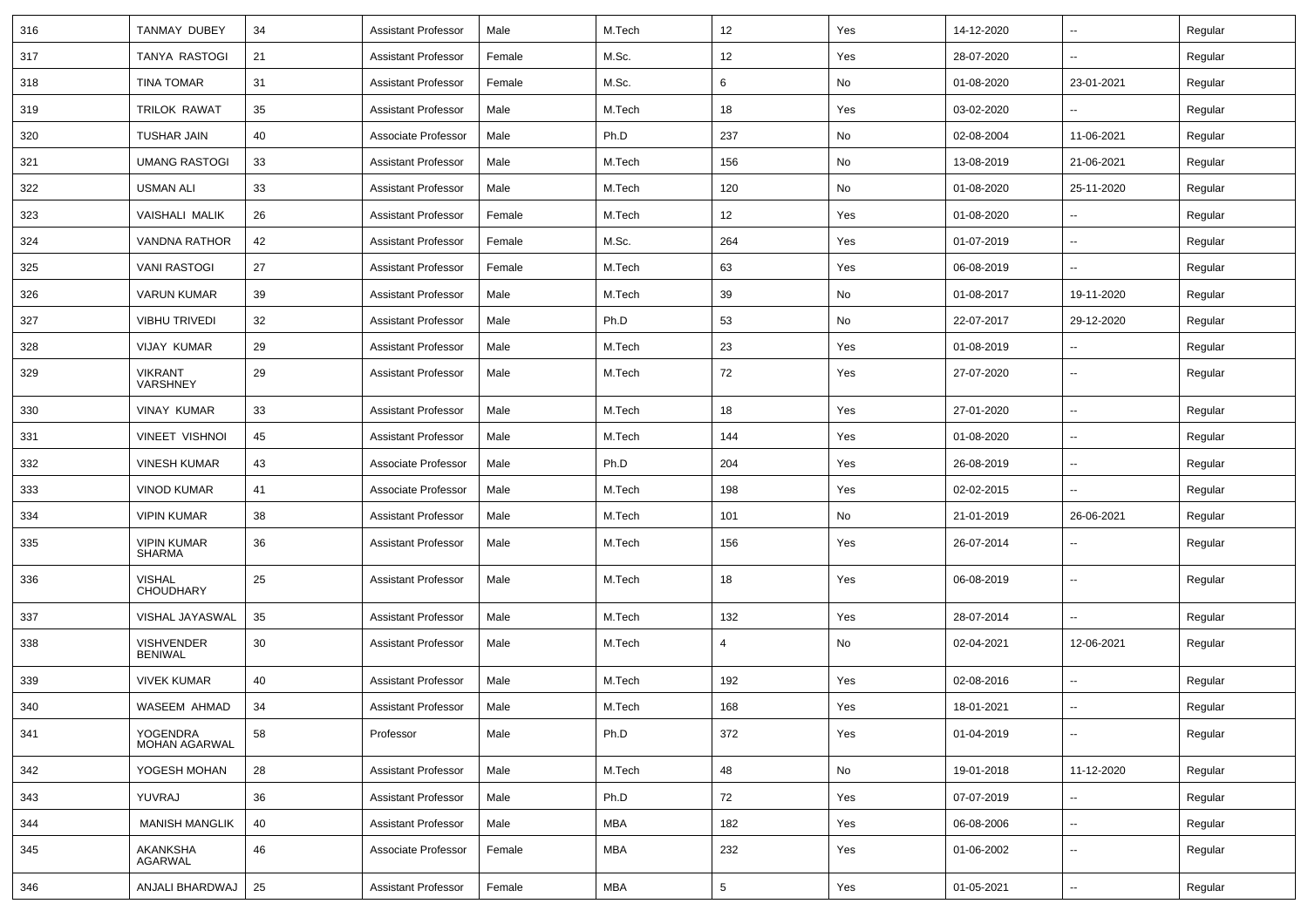| 316 | TANMAY DUBEY | 34 | Assistant Professor | Male | M.Tech | 12 | Yes | 14-12-2020 | -- | Regular |
|---|---|---|---|---|---|---|---|---|---|---|
| 317 | TANYA RASTOGI | 21 | Assistant Professor | Female | M.Sc. | 12 | Yes | 28-07-2020 | -- | Regular |
| 318 | TINA TOMAR | 31 | Assistant Professor | Female | M.Sc. | 6 | No | 01-08-2020 | 23-01-2021 | Regular |
| 319 | TRILOK RAWAT | 35 | Assistant Professor | Male | M.Tech | 18 | Yes | 03-02-2020 | -- | Regular |
| 320 | TUSHAR JAIN | 40 | Associate Professor | Male | Ph.D | 237 | No | 02-08-2004 | 11-06-2021 | Regular |
| 321 | UMANG RASTOGI | 33 | Assistant Professor | Male | M.Tech | 156 | No | 13-08-2019 | 21-06-2021 | Regular |
| 322 | USMAN ALI | 33 | Assistant Professor | Male | M.Tech | 120 | No | 01-08-2020 | 25-11-2020 | Regular |
| 323 | VAISHALI MALIK | 26 | Assistant Professor | Female | M.Tech | 12 | Yes | 01-08-2020 | -- | Regular |
| 324 | VANDNA RATHOR | 42 | Assistant Professor | Female | M.Sc. | 264 | Yes | 01-07-2019 | -- | Regular |
| 325 | VANI RASTOGI | 27 | Assistant Professor | Female | M.Tech | 63 | Yes | 06-08-2019 | -- | Regular |
| 326 | VARUN KUMAR | 39 | Assistant Professor | Male | M.Tech | 39 | No | 01-08-2017 | 19-11-2020 | Regular |
| 327 | VIBHU TRIVEDI | 32 | Assistant Professor | Male | Ph.D | 53 | No | 22-07-2017 | 29-12-2020 | Regular |
| 328 | VIJAY KUMAR | 29 | Assistant Professor | Male | M.Tech | 23 | Yes | 01-08-2019 | -- | Regular |
| 329 | VIKRANT VARSHNEY | 29 | Assistant Professor | Male | M.Tech | 72 | Yes | 27-07-2020 | -- | Regular |
| 330 | VINAY KUMAR | 33 | Assistant Professor | Male | M.Tech | 18 | Yes | 27-01-2020 | -- | Regular |
| 331 | VINEET VISHNOI | 45 | Assistant Professor | Male | M.Tech | 144 | Yes | 01-08-2020 | -- | Regular |
| 332 | VINESH KUMAR | 43 | Associate Professor | Male | Ph.D | 204 | Yes | 26-08-2019 | -- | Regular |
| 333 | VINOD KUMAR | 41 | Associate Professor | Male | M.Tech | 198 | Yes | 02-02-2015 | -- | Regular |
| 334 | VIPIN KUMAR | 38 | Assistant Professor | Male | M.Tech | 101 | No | 21-01-2019 | 26-06-2021 | Regular |
| 335 | VIPIN KUMAR SHARMA | 36 | Assistant Professor | Male | M.Tech | 156 | Yes | 26-07-2014 | -- | Regular |
| 336 | VISHAL CHOUDHARY | 25 | Assistant Professor | Male | M.Tech | 18 | Yes | 06-08-2019 | -- | Regular |
| 337 | VISHAL JAYASWAL | 35 | Assistant Professor | Male | M.Tech | 132 | Yes | 28-07-2014 | -- | Regular |
| 338 | VISHVENDER BENIWAL | 30 | Assistant Professor | Male | M.Tech | 4 | No | 02-04-2021 | 12-06-2021 | Regular |
| 339 | VIVEK KUMAR | 40 | Assistant Professor | Male | M.Tech | 192 | Yes | 02-08-2016 | -- | Regular |
| 340 | WASEEM AHMAD | 34 | Assistant Professor | Male | M.Tech | 168 | Yes | 18-01-2021 | -- | Regular |
| 341 | YOGENDRA MOHAN AGARWAL | 58 | Professor | Male | Ph.D | 372 | Yes | 01-04-2019 | -- | Regular |
| 342 | YOGESH MOHAN | 28 | Assistant Professor | Male | M.Tech | 48 | No | 19-01-2018 | 11-12-2020 | Regular |
| 343 | YUVRAJ | 36 | Assistant Professor | Male | Ph.D | 72 | Yes | 07-07-2019 | -- | Regular |
| 344 | MANISH MANGLIK | 40 | Assistant Professor | Male | MBA | 182 | Yes | 06-08-2006 | -- | Regular |
| 345 | AKANKSHA AGARWAL | 46 | Associate Professor | Female | MBA | 232 | Yes | 01-06-2002 | -- | Regular |
| 346 | ANJALI BHARDWAJ | 25 | Assistant Professor | Female | MBA | 5 | Yes | 01-05-2021 | -- | Regular |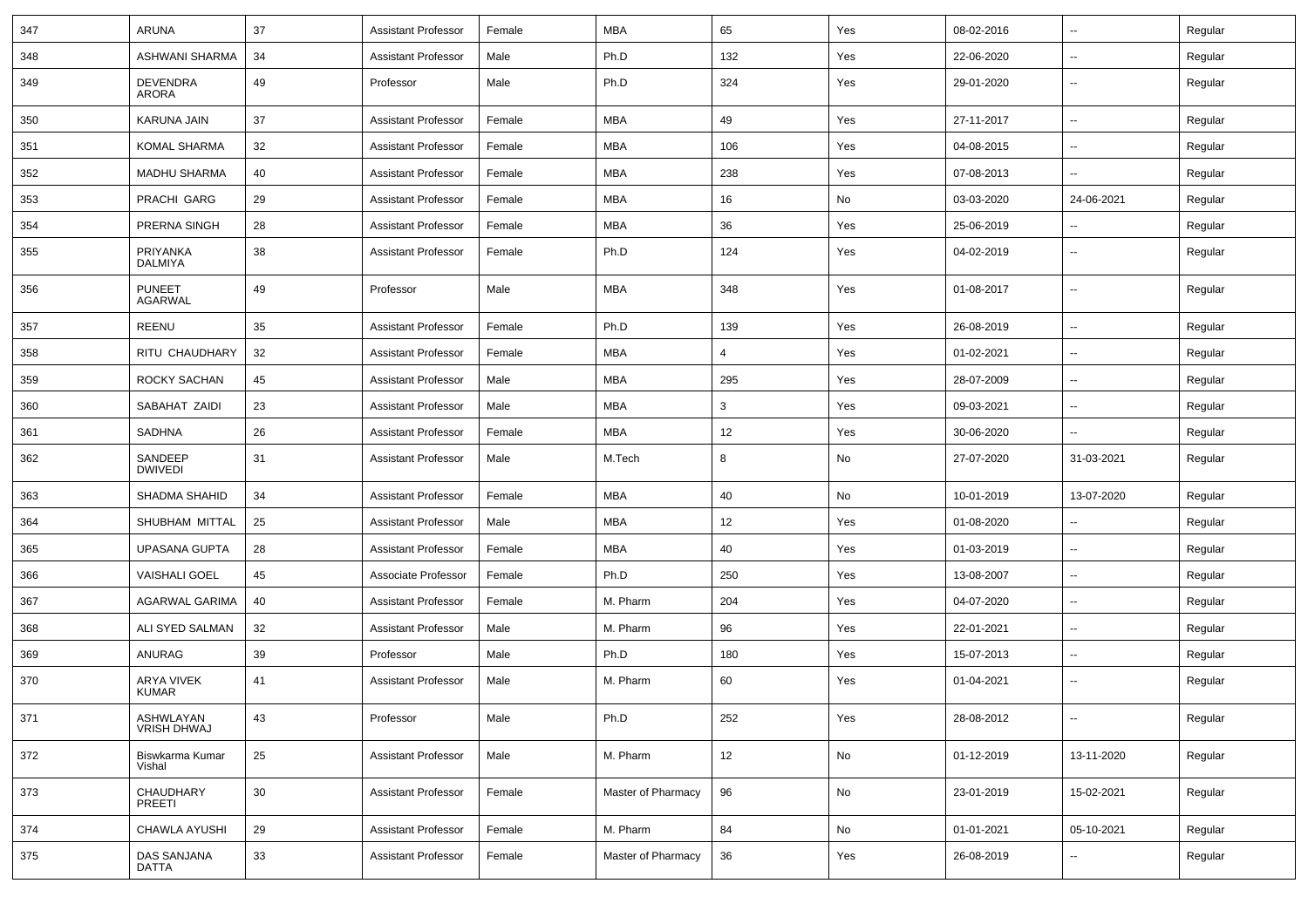| 347 | ARUNA | 37 | Assistant Professor | Female | MBA | 65 | Yes | 08-02-2016 | -- | Regular |
|---|---|---|---|---|---|---|---|---|---|---|
| 348 | ASHWANI SHARMA | 34 | Assistant Professor | Male | Ph.D | 132 | Yes | 22-06-2020 | -- | Regular |
| 349 | DEVENDRA ARORA | 49 | Professor | Male | Ph.D | 324 | Yes | 29-01-2020 | -- | Regular |
| 350 | KARUNA JAIN | 37 | Assistant Professor | Female | MBA | 49 | Yes | 27-11-2017 | -- | Regular |
| 351 | KOMAL SHARMA | 32 | Assistant Professor | Female | MBA | 106 | Yes | 04-08-2015 | -- | Regular |
| 352 | MADHU SHARMA | 40 | Assistant Professor | Female | MBA | 238 | Yes | 07-08-2013 | -- | Regular |
| 353 | PRACHI GARG | 29 | Assistant Professor | Female | MBA | 16 | No | 03-03-2020 | 24-06-2021 | Regular |
| 354 | PRERNA SINGH | 28 | Assistant Professor | Female | MBA | 36 | Yes | 25-06-2019 | -- | Regular |
| 355 | PRIYANKA DALMIYA | 38 | Assistant Professor | Female | Ph.D | 124 | Yes | 04-02-2019 | -- | Regular |
| 356 | PUNEET AGARWAL | 49 | Professor | Male | MBA | 348 | Yes | 01-08-2017 | -- | Regular |
| 357 | REENU | 35 | Assistant Professor | Female | Ph.D | 139 | Yes | 26-08-2019 | -- | Regular |
| 358 | RITU CHAUDHARY | 32 | Assistant Professor | Female | MBA | 4 | Yes | 01-02-2021 | -- | Regular |
| 359 | ROCKY SACHAN | 45 | Assistant Professor | Male | MBA | 295 | Yes | 28-07-2009 | -- | Regular |
| 360 | SABAHAT ZAIDI | 23 | Assistant Professor | Male | MBA | 3 | Yes | 09-03-2021 | -- | Regular |
| 361 | SADHNA | 26 | Assistant Professor | Female | MBA | 12 | Yes | 30-06-2020 | -- | Regular |
| 362 | SANDEEP DWIVEDI | 31 | Assistant Professor | Male | M.Tech | 8 | No | 27-07-2020 | 31-03-2021 | Regular |
| 363 | SHADMA SHAHID | 34 | Assistant Professor | Female | MBA | 40 | No | 10-01-2019 | 13-07-2020 | Regular |
| 364 | SHUBHAM MITTAL | 25 | Assistant Professor | Male | MBA | 12 | Yes | 01-08-2020 | -- | Regular |
| 365 | UPASANA GUPTA | 28 | Assistant Professor | Female | MBA | 40 | Yes | 01-03-2019 | -- | Regular |
| 366 | VAISHALI GOEL | 45 | Associate Professor | Female | Ph.D | 250 | Yes | 13-08-2007 | -- | Regular |
| 367 | AGARWAL GARIMA | 40 | Assistant Professor | Female | M. Pharm | 204 | Yes | 04-07-2020 | -- | Regular |
| 368 | ALI SYED SALMAN | 32 | Assistant Professor | Male | M. Pharm | 96 | Yes | 22-01-2021 | -- | Regular |
| 369 | ANURAG | 39 | Professor | Male | Ph.D | 180 | Yes | 15-07-2013 | -- | Regular |
| 370 | ARYA VIVEK KUMAR | 41 | Assistant Professor | Male | M. Pharm | 60 | Yes | 01-04-2021 | -- | Regular |
| 371 | ASHWLAYAN VRISH DHWAJ | 43 | Professor | Male | Ph.D | 252 | Yes | 28-08-2012 | -- | Regular |
| 372 | Biswkarma Kumar Vishal | 25 | Assistant Professor | Male | M. Pharm | 12 | No | 01-12-2019 | 13-11-2020 | Regular |
| 373 | CHAUDHARY PREETI | 30 | Assistant Professor | Female | Master of Pharmacy | 96 | No | 23-01-2019 | 15-02-2021 | Regular |
| 374 | CHAWLA AYUSHI | 29 | Assistant Professor | Female | M. Pharm | 84 | No | 01-01-2021 | 05-10-2021 | Regular |
| 375 | DAS SANJANA DATTA | 33 | Assistant Professor | Female | Master of Pharmacy | 36 | Yes | 26-08-2019 | -- | Regular |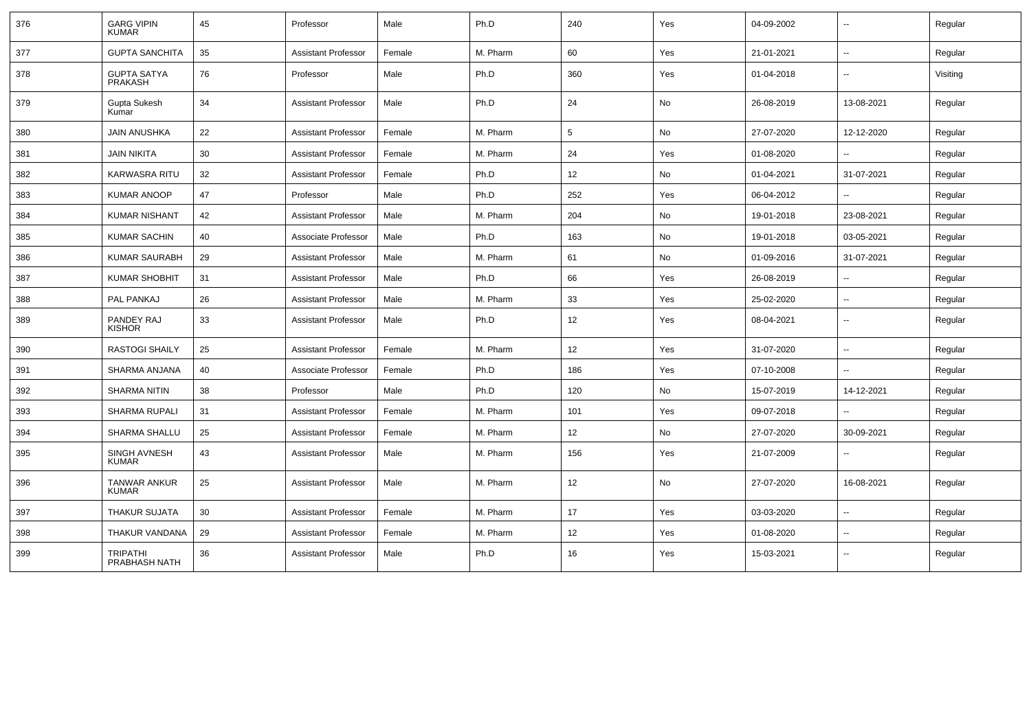| | | | | | | | | | | |
|---|---|---|---|---|---|---|---|---|---|---|
| 376 | GARG VIPIN KUMAR | 45 | Professor | Male | Ph.D | 240 | Yes | 04-09-2002 | -- | Regular |
| 377 | GUPTA SANCHITA | 35 | Assistant Professor | Female | M. Pharm | 60 | Yes | 21-01-2021 | -- | Regular |
| 378 | GUPTA SATYA PRAKASH | 76 | Professor | Male | Ph.D | 360 | Yes | 01-04-2018 | -- | Visiting |
| 379 | Gupta Sukesh Kumar | 34 | Assistant Professor | Male | Ph.D | 24 | No | 26-08-2019 | 13-08-2021 | Regular |
| 380 | JAIN ANUSHKA | 22 | Assistant Professor | Female | M. Pharm | 5 | No | 27-07-2020 | 12-12-2020 | Regular |
| 381 | JAIN NIKITA | 30 | Assistant Professor | Female | M. Pharm | 24 | Yes | 01-08-2020 | -- | Regular |
| 382 | KARWASRA RITU | 32 | Assistant Professor | Female | Ph.D | 12 | No | 01-04-2021 | 31-07-2021 | Regular |
| 383 | KUMAR ANOOP | 47 | Professor | Male | Ph.D | 252 | Yes | 06-04-2012 | -- | Regular |
| 384 | KUMAR NISHANT | 42 | Assistant Professor | Male | M. Pharm | 204 | No | 19-01-2018 | 23-08-2021 | Regular |
| 385 | KUMAR SACHIN | 40 | Associate Professor | Male | Ph.D | 163 | No | 19-01-2018 | 03-05-2021 | Regular |
| 386 | KUMAR SAURABH | 29 | Assistant Professor | Male | M. Pharm | 61 | No | 01-09-2016 | 31-07-2021 | Regular |
| 387 | KUMAR SHOBHIT | 31 | Assistant Professor | Male | Ph.D | 66 | Yes | 26-08-2019 | -- | Regular |
| 388 | PAL PANKAJ | 26 | Assistant Professor | Male | M. Pharm | 33 | Yes | 25-02-2020 | -- | Regular |
| 389 | PANDEY RAJ KISHOR | 33 | Assistant Professor | Male | Ph.D | 12 | Yes | 08-04-2021 | -- | Regular |
| 390 | RASTOGI SHAILY | 25 | Assistant Professor | Female | M. Pharm | 12 | Yes | 31-07-2020 | -- | Regular |
| 391 | SHARMA ANJANA | 40 | Associate Professor | Female | Ph.D | 186 | Yes | 07-10-2008 | -- | Regular |
| 392 | SHARMA NITIN | 38 | Professor | Male | Ph.D | 120 | No | 15-07-2019 | 14-12-2021 | Regular |
| 393 | SHARMA RUPALI | 31 | Assistant Professor | Female | M. Pharm | 101 | Yes | 09-07-2018 | -- | Regular |
| 394 | SHARMA SHALLU | 25 | Assistant Professor | Female | M. Pharm | 12 | No | 27-07-2020 | 30-09-2021 | Regular |
| 395 | SINGH AVNESH KUMAR | 43 | Assistant Professor | Male | M. Pharm | 156 | Yes | 21-07-2009 | -- | Regular |
| 396 | TANWAR ANKUR KUMAR | 25 | Assistant Professor | Male | M. Pharm | 12 | No | 27-07-2020 | 16-08-2021 | Regular |
| 397 | THAKUR SUJATA | 30 | Assistant Professor | Female | M. Pharm | 17 | Yes | 03-03-2020 | -- | Regular |
| 398 | THAKUR VANDANA | 29 | Assistant Professor | Female | M. Pharm | 12 | Yes | 01-08-2020 | -- | Regular |
| 399 | TRIPATHI PRABHASH NATH | 36 | Assistant Professor | Male | Ph.D | 16 | Yes | 15-03-2021 | -- | Regular |